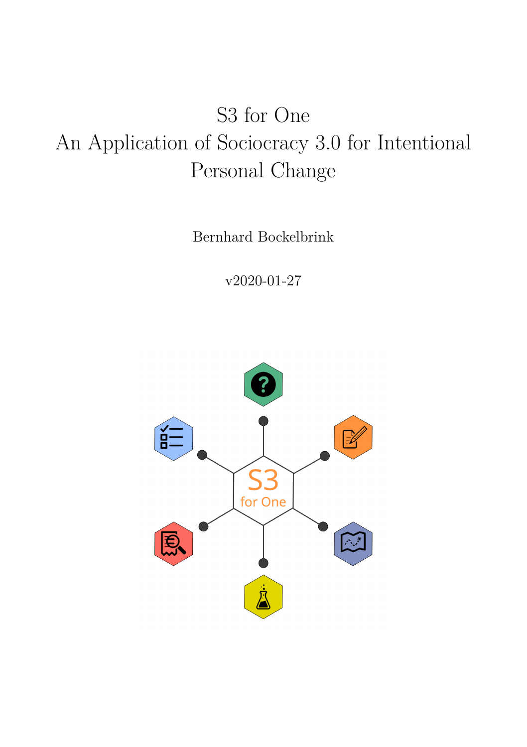# S3 for One
# An Application of Sociocracy 3.0 for Intentional Personal Change

Bernhard Bockelbrink

v2020-01-27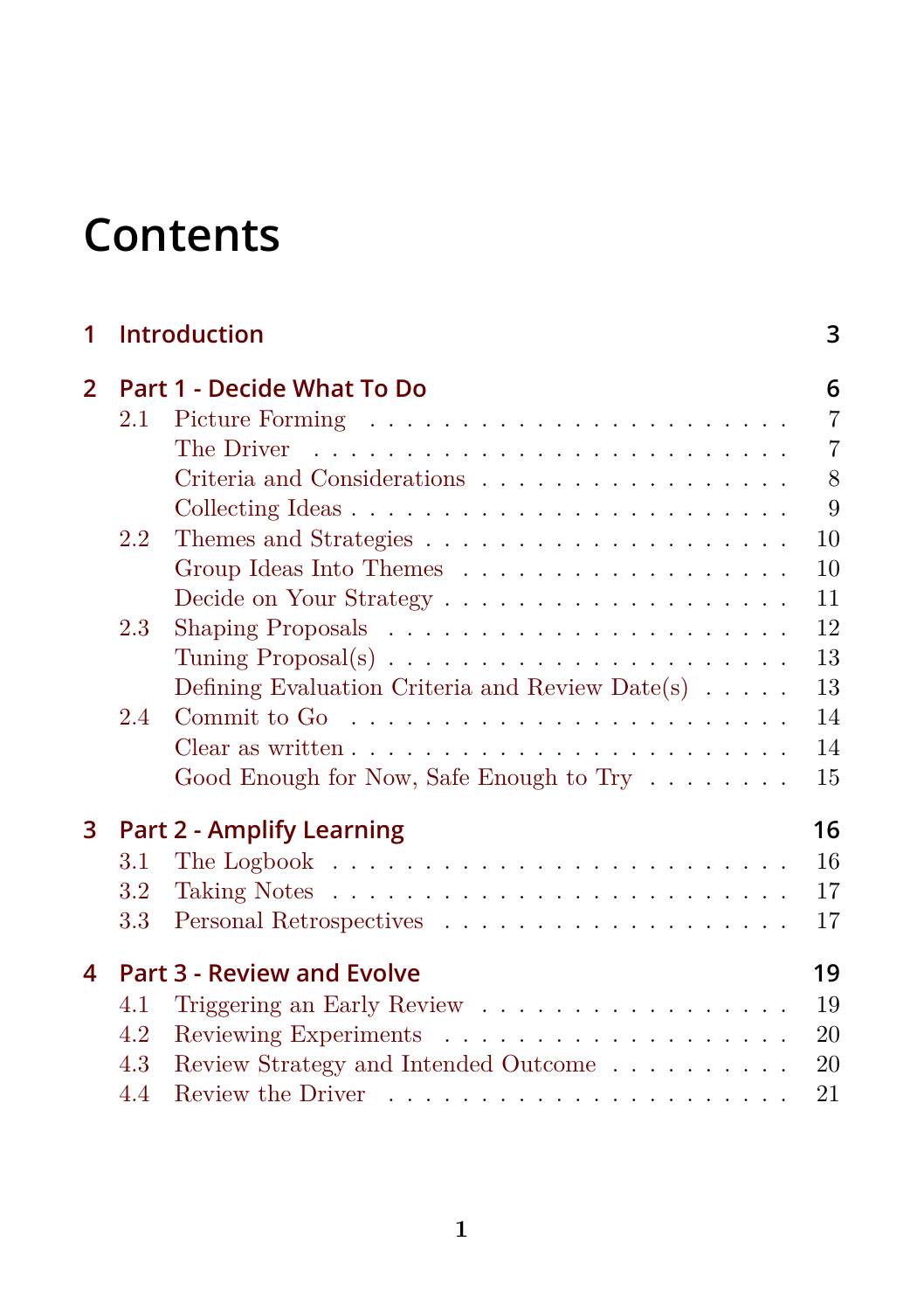# Contents

| | | |
|---|---|---|
| **1** | **Introduction** | **3** |
| **2** | **Part 1 - Decide What To Do** | **6** |
| 2.1 | Picture Forming | 7 |
| | The Driver | 7 |
| | Criteria and Considerations | 8 |
| | Collecting Ideas | 9 |
| 2.2 | Themes and Strategies | 10 |
| | Group Ideas Into Themes | 10 |
| | Decide on Your Strategy | 11 |
| 2.3 | Shaping Proposals | 12 |
| | Tuning Proposal(s) | 13 |
| | Defining Evaluation Criteria and Review Date(s) | 13 |
| 2.4 | Commit to Go | 14 |
| | Clear as written | 14 |
| | Good Enough for Now, Safe Enough to Try | 15 |
| **3** | **Part 2 - Amplify Learning** | **16** |
| 3.1 | The Logbook | 16 |
| 3.2 | Taking Notes | 17 |
| 3.3 | Personal Retrospectives | 17 |
| **4** | **Part 3 - Review and Evolve** | **19** |
| 4.1 | Triggering an Early Review | 19 |
| 4.2 | Reviewing Experiments | 20 |
| 4.3 | Review Strategy and Intended Outcome | 20 |
| 4.4 | Review the Driver | 21 |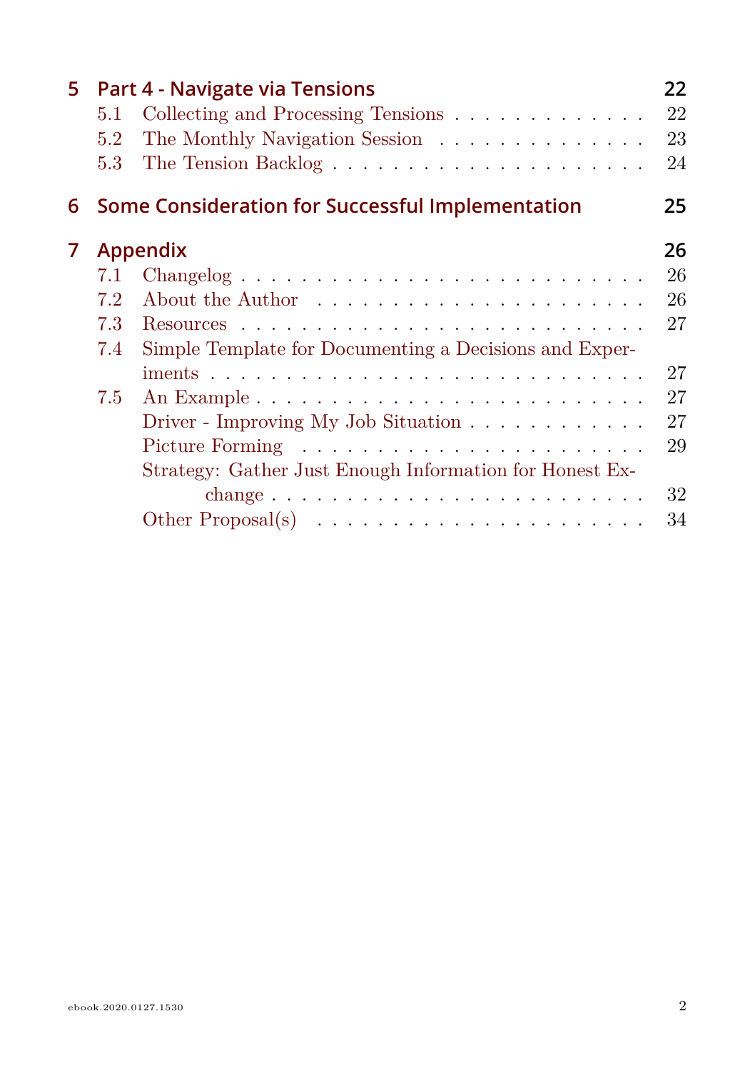- **5 Part 4 - Navigate via Tensions** — 22
  - 5.1 Collecting and Processing Tensions — 22
  - 5.2 The Monthly Navigation Session — 23
  - 5.3 The Tension Backlog — 24
- **6 Some Consideration for Successful Implementation** — 25
- **7 Appendix** — 26
  - 7.1 Changelog — 26
  - 7.2 About the Author — 26
  - 7.3 Resources — 27
  - 7.4 Simple Template for Documenting a Decisions and Experiments — 27
  - 7.5 An Example — 27
    - Driver - Improving My Job Situation — 27
    - Picture Forming — 29
    - Strategy: Gather Just Enough Information for Honest Exchange — 32
    - Other Proposal(s) — 34

ebook.2020.0127.1530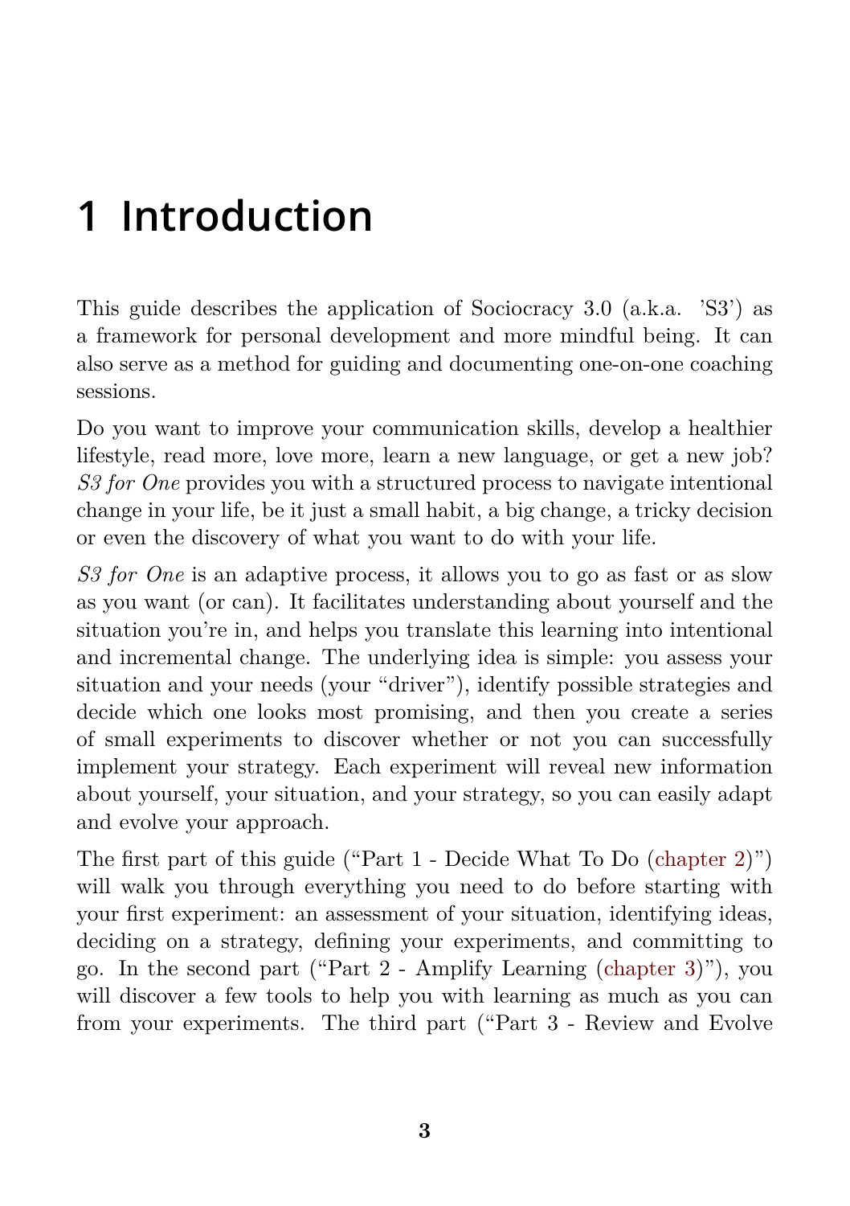# 1 Introduction

This guide describes the application of Sociocracy 3.0 (a.k.a. 'S3') as a framework for personal development and more mindful being. It can also serve as a method for guiding and documenting one-on-one coaching sessions.

Do you want to improve your communication skills, develop a healthier lifestyle, read more, love more, learn a new language, or get a new job? *S3 for One* provides you with a structured process to navigate intentional change in your life, be it just a small habit, a big change, a tricky decision or even the discovery of what you want to do with your life.

*S3 for One* is an adaptive process, it allows you to go as fast or as slow as you want (or can). It facilitates understanding about yourself and the situation you're in, and helps you translate this learning into intentional and incremental change. The underlying idea is simple: you assess your situation and your needs (your "driver"), identify possible strategies and decide which one looks most promising, and then you create a series of small experiments to discover whether or not you can successfully implement your strategy. Each experiment will reveal new information about yourself, your situation, and your strategy, so you can easily adapt and evolve your approach.

The first part of this guide ("Part 1 - Decide What To Do (chapter 2)") will walk you through everything you need to do before starting with your first experiment: an assessment of your situation, identifying ideas, deciding on a strategy, defining your experiments, and committing to go. In the second part ("Part 2 - Amplify Learning (chapter 3)"), you will discover a few tools to help you with learning as much as you can from your experiments. The third part ("Part 3 - Review and Evolve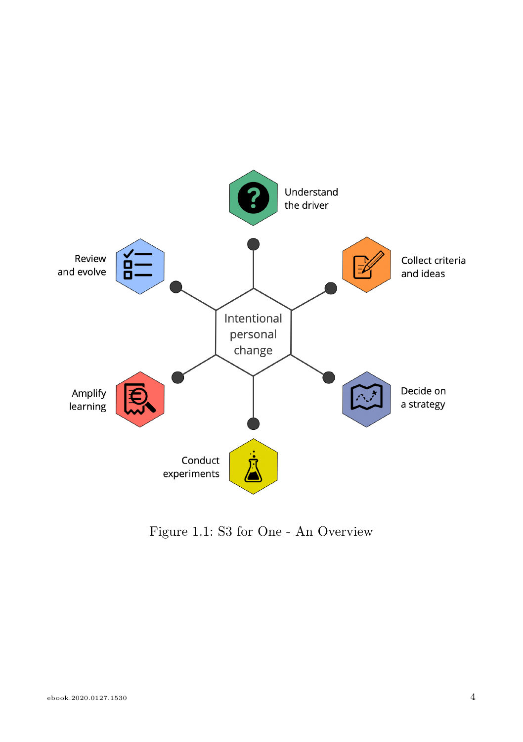Intentional personal change

Understand the driver

Collect criteria and ideas

Decide on a strategy

Conduct experiments

Amplify learning

Review and evolve

Figure 1.1: S3 for One - An Overview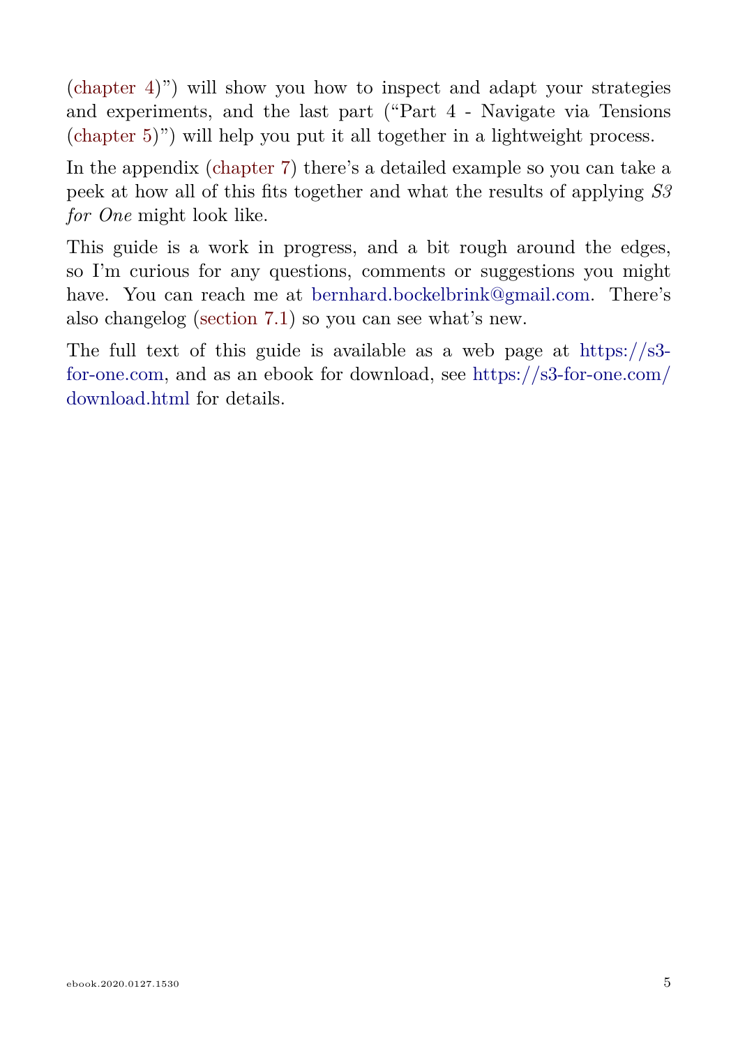(chapter 4)") will show you how to inspect and adapt your strategies and experiments, and the last part ("Part 4 - Navigate via Tensions (chapter 5)") will help you put it all together in a lightweight process.

In the appendix (chapter 7) there's a detailed example so you can take a peek at how all of this fits together and what the results of applying *S3 for One* might look like.

This guide is a work in progress, and a bit rough around the edges, so I'm curious for any questions, comments or suggestions you might have. You can reach me at bernhard.bockelbrink@gmail.com. There's also changelog (section 7.1) so you can see what's new.

The full text of this guide is available as a web page at https://s3-for-one.com, and as an ebook for download, see https://s3-for-one.com/download.html for details.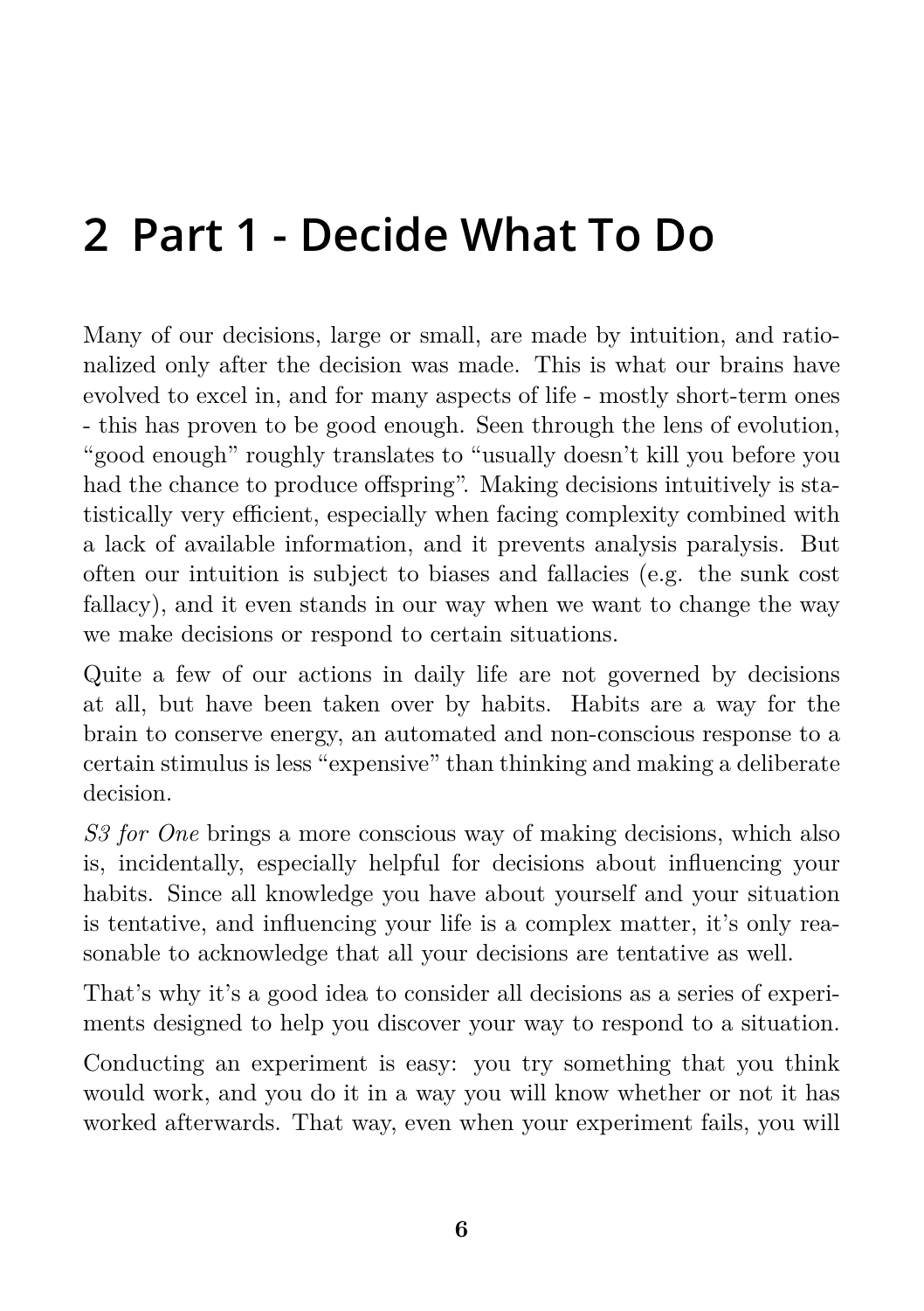# 2 Part 1 - Decide What To Do

Many of our decisions, large or small, are made by intuition, and rationalized only after the decision was made. This is what our brains have evolved to excel in, and for many aspects of life - mostly short-term ones - this has proven to be good enough. Seen through the lens of evolution, “good enough” roughly translates to “usually doesn’t kill you before you had the chance to produce offspring”. Making decisions intuitively is statistically very efficient, especially when facing complexity combined with a lack of available information, and it prevents analysis paralysis. But often our intuition is subject to biases and fallacies (e.g. the sunk cost fallacy), and it even stands in our way when we want to change the way we make decisions or respond to certain situations.

Quite a few of our actions in daily life are not governed by decisions at all, but have been taken over by habits. Habits are a way for the brain to conserve energy, an automated and non-conscious response to a certain stimulus is less “expensive” than thinking and making a deliberate decision.

*S3 for One* brings a more conscious way of making decisions, which also is, incidentally, especially helpful for decisions about influencing your habits. Since all knowledge you have about yourself and your situation is tentative, and influencing your life is a complex matter, it’s only reasonable to acknowledge that all your decisions are tentative as well.

That’s why it’s a good idea to consider all decisions as a series of experiments designed to help you discover your way to respond to a situation.

Conducting an experiment is easy: you try something that you think would work, and you do it in a way you will know whether or not it has worked afterwards. That way, even when your experiment fails, you will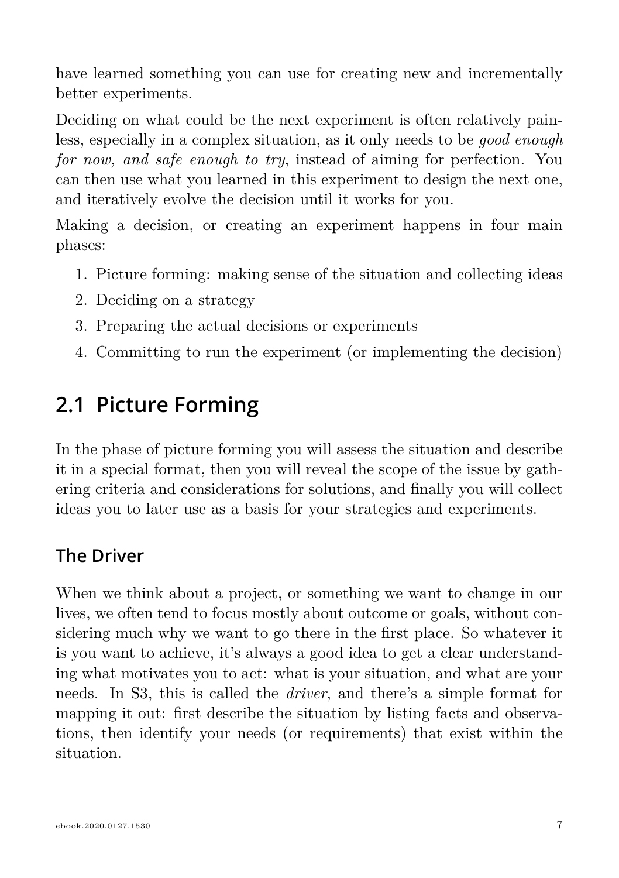have learned something you can use for creating new and incrementally better experiments.

Deciding on what could be the next experiment is often relatively painless, especially in a complex situation, as it only needs to be *good enough for now, and safe enough to try*, instead of aiming for perfection. You can then use what you learned in this experiment to design the next one, and iteratively evolve the decision until it works for you.

Making a decision, or creating an experiment happens in four main phases:

1. Picture forming: making sense of the situation and collecting ideas
2. Deciding on a strategy
3. Preparing the actual decisions or experiments
4. Committing to run the experiment (or implementing the decision)

## 2.1 Picture Forming

In the phase of picture forming you will assess the situation and describe it in a special format, then you will reveal the scope of the issue by gathering criteria and considerations for solutions, and finally you will collect ideas you to later use as a basis for your strategies and experiments.

### The Driver

When we think about a project, or something we want to change in our lives, we often tend to focus mostly about outcome or goals, without considering much why we want to go there in the first place. So whatever it is you want to achieve, it's always a good idea to get a clear understanding what motivates you to act: what is your situation, and what are your needs. In S3, this is called the *driver*, and there's a simple format for mapping it out: first describe the situation by listing facts and observations, then identify your needs (or requirements) that exist within the situation.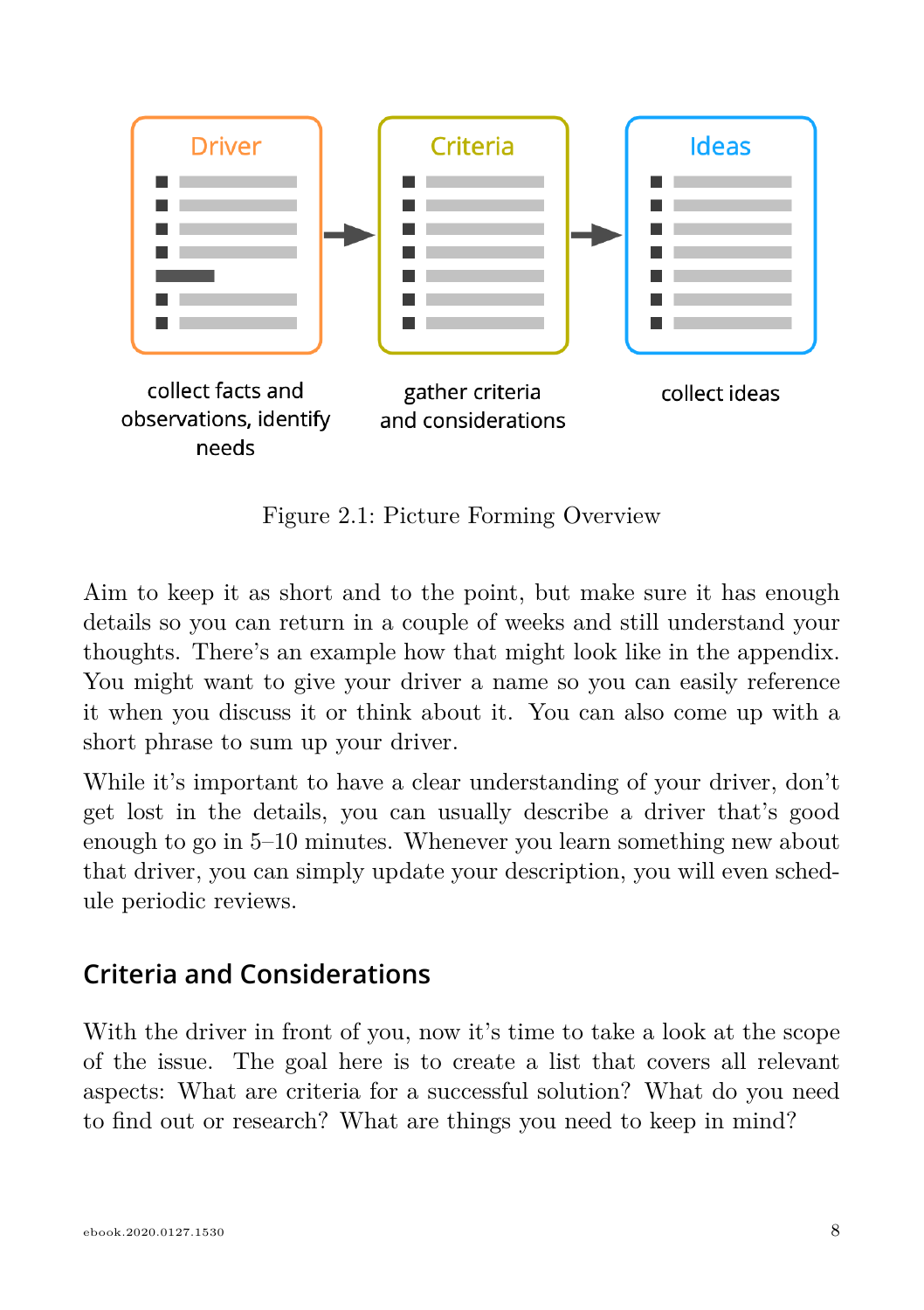Driver

collect facts and observations, identify needs

Criteria

gather criteria and considerations

Ideas

collect ideas

Figure 2.1: Picture Forming Overview

Aim to keep it as short and to the point, but make sure it has enough details so you can return in a couple of weeks and still understand your thoughts. There's an example how that might look like in the appendix. You might want to give your driver a name so you can easily reference it when you discuss it or think about it. You can also come up with a short phrase to sum up your driver.

While it's important to have a clear understanding of your driver, don't get lost in the details, you can usually describe a driver that's good enough to go in 5–10 minutes. Whenever you learn something new about that driver, you can simply update your description, you will even schedule periodic reviews.

## Criteria and Considerations

With the driver in front of you, now it's time to take a look at the scope of the issue. The goal here is to create a list that covers all relevant aspects: What are criteria for a successful solution? What do you need to find out or research? What are things you need to keep in mind?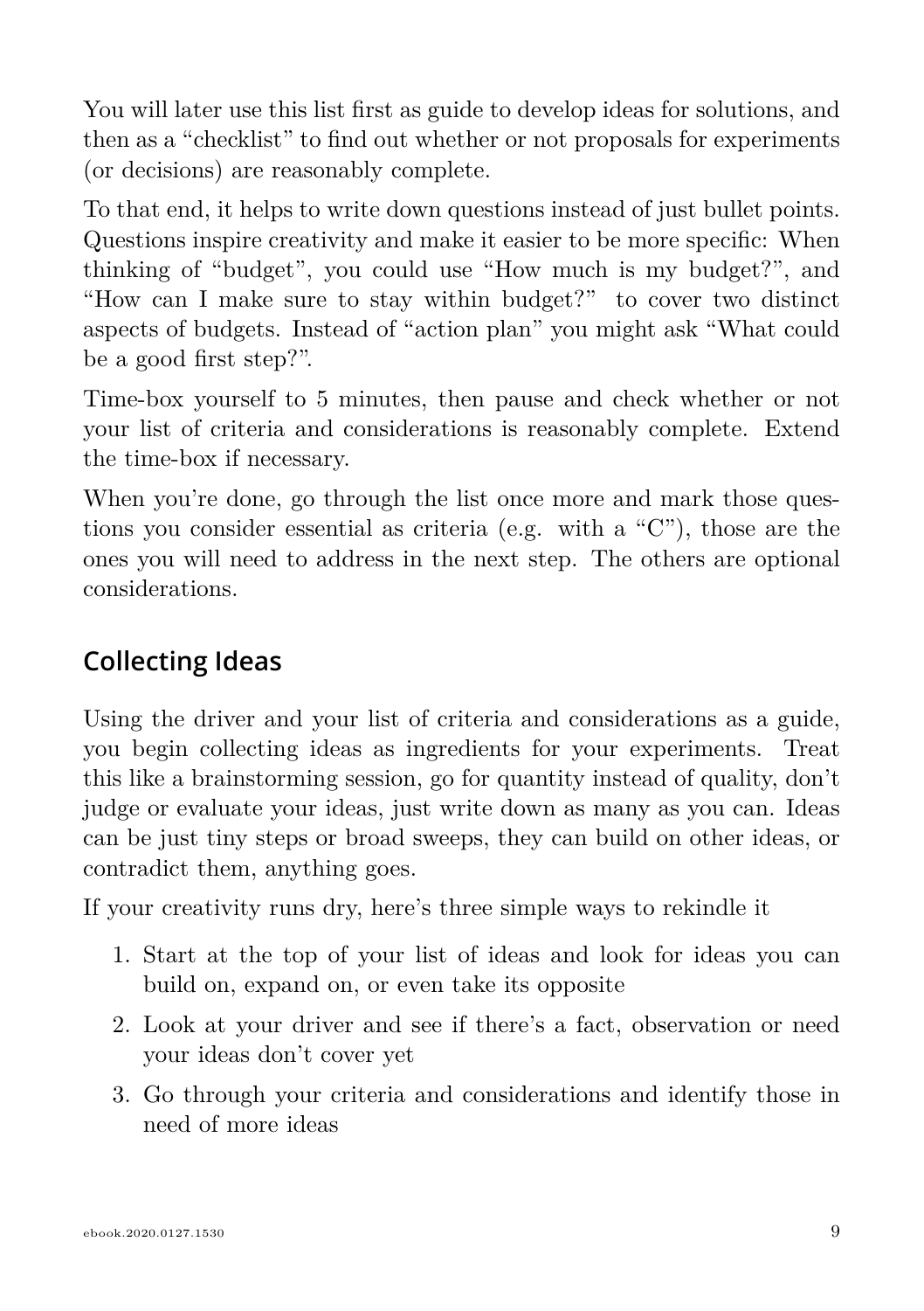You will later use this list first as guide to develop ideas for solutions, and then as a "checklist" to find out whether or not proposals for experiments (or decisions) are reasonably complete.

To that end, it helps to write down questions instead of just bullet points. Questions inspire creativity and make it easier to be more specific: When thinking of "budget", you could use "How much is my budget?", and "How can I make sure to stay within budget?" to cover two distinct aspects of budgets. Instead of "action plan" you might ask "What could be a good first step?".

Time-box yourself to 5 minutes, then pause and check whether or not your list of criteria and considerations is reasonably complete. Extend the time-box if necessary.

When you're done, go through the list once more and mark those questions you consider essential as criteria (e.g. with a "C"), those are the ones you will need to address in the next step. The others are optional considerations.

## Collecting Ideas

Using the driver and your list of criteria and considerations as a guide, you begin collecting ideas as ingredients for your experiments. Treat this like a brainstorming session, go for quantity instead of quality, don't judge or evaluate your ideas, just write down as many as you can. Ideas can be just tiny steps or broad sweeps, they can build on other ideas, or contradict them, anything goes.

If your creativity runs dry, here's three simple ways to rekindle it

1. Start at the top of your list of ideas and look for ideas you can build on, expand on, or even take its opposite
2. Look at your driver and see if there's a fact, observation or need your ideas don't cover yet
3. Go through your criteria and considerations and identify those in need of more ideas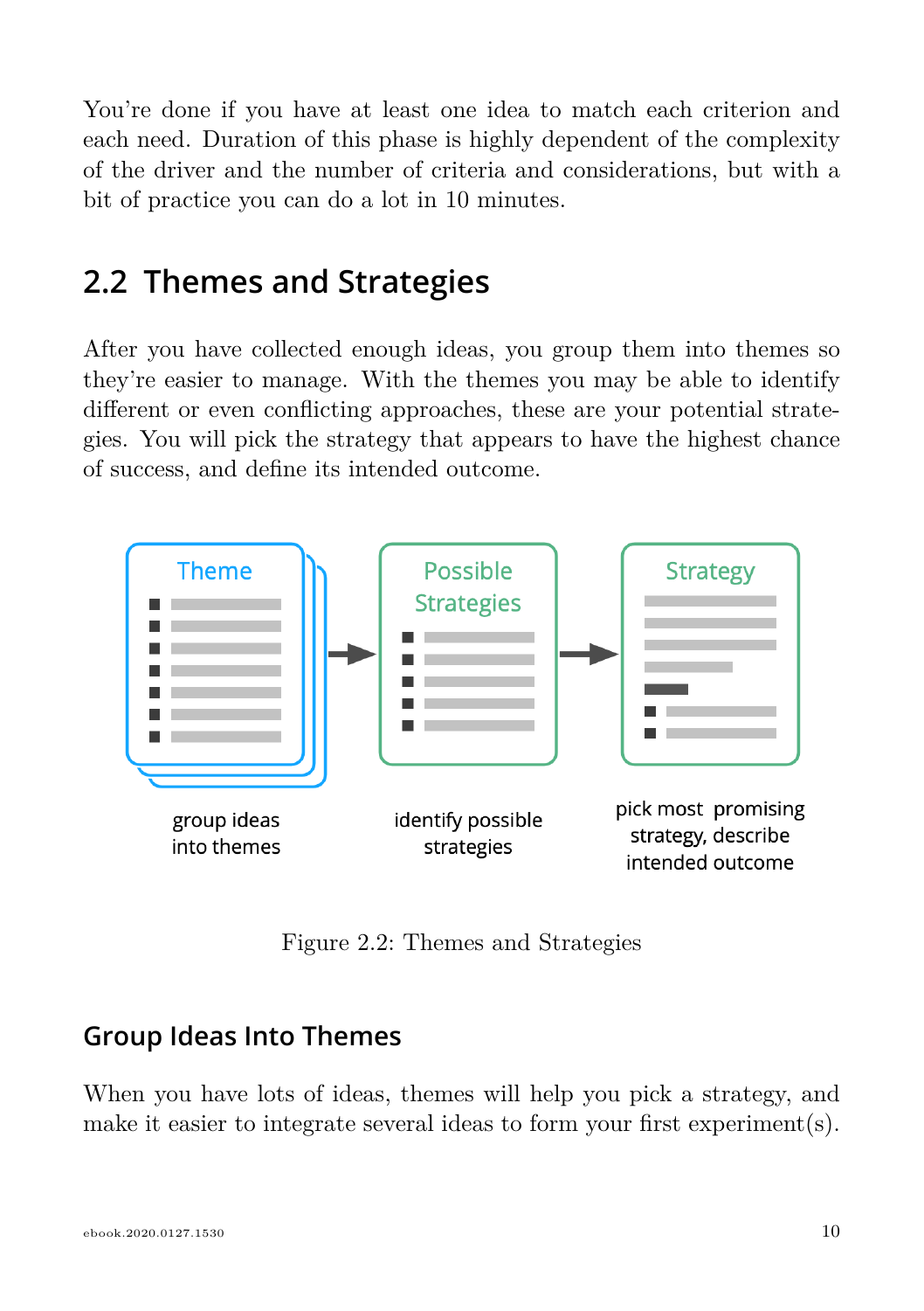You're done if you have at least one idea to match each criterion and each need. Duration of this phase is highly dependent of the complexity of the driver and the number of criteria and considerations, but with a bit of practice you can do a lot in 10 minutes.

## 2.2 Themes and Strategies

After you have collected enough ideas, you group them into themes so they're easier to manage. With the themes you may be able to identify different or even conflicting approaches, these are your potential strategies. You will pick the strategy that appears to have the highest chance of success, and define its intended outcome.

Theme → Possible Strategies → Strategy

group ideas into themes

identify possible strategies

pick most promising strategy, describe intended outcome

Figure 2.2: Themes and Strategies

### Group Ideas Into Themes

When you have lots of ideas, themes will help you pick a strategy, and make it easier to integrate several ideas to form your first experiment(s).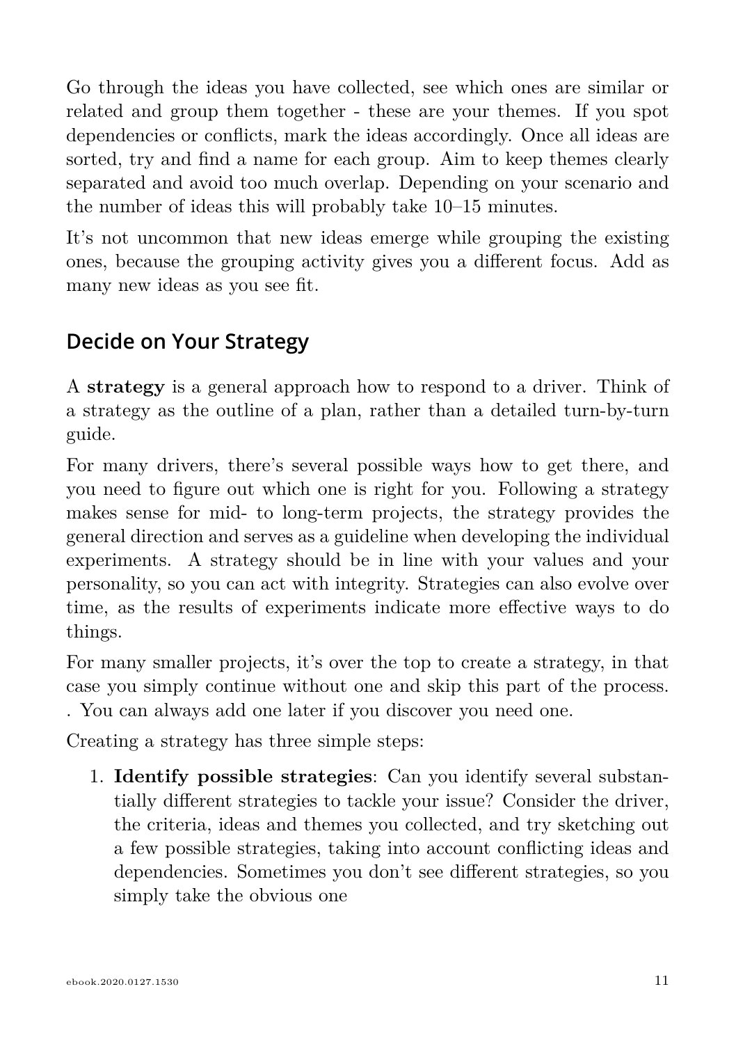Go through the ideas you have collected, see which ones are similar or related and group them together - these are your themes. If you spot dependencies or conflicts, mark the ideas accordingly. Once all ideas are sorted, try and find a name for each group. Aim to keep themes clearly separated and avoid too much overlap. Depending on your scenario and the number of ideas this will probably take 10–15 minutes.

It's not uncommon that new ideas emerge while grouping the existing ones, because the grouping activity gives you a different focus. Add as many new ideas as you see fit.

## Decide on Your Strategy

A **strategy** is a general approach how to respond to a driver. Think of a strategy as the outline of a plan, rather than a detailed turn-by-turn guide.

For many drivers, there's several possible ways how to get there, and you need to figure out which one is right for you. Following a strategy makes sense for mid- to long-term projects, the strategy provides the general direction and serves as a guideline when developing the individual experiments. A strategy should be in line with your values and your personality, so you can act with integrity. Strategies can also evolve over time, as the results of experiments indicate more effective ways to do things.

For many smaller projects, it's over the top to create a strategy, in that case you simply continue without one and skip this part of the process. . You can always add one later if you discover you need one.

Creating a strategy has three simple steps:

1. **Identify possible strategies**: Can you identify several substantially different strategies to tackle your issue? Consider the driver, the criteria, ideas and themes you collected, and try sketching out a few possible strategies, taking into account conflicting ideas and dependencies. Sometimes you don't see different strategies, so you simply take the obvious one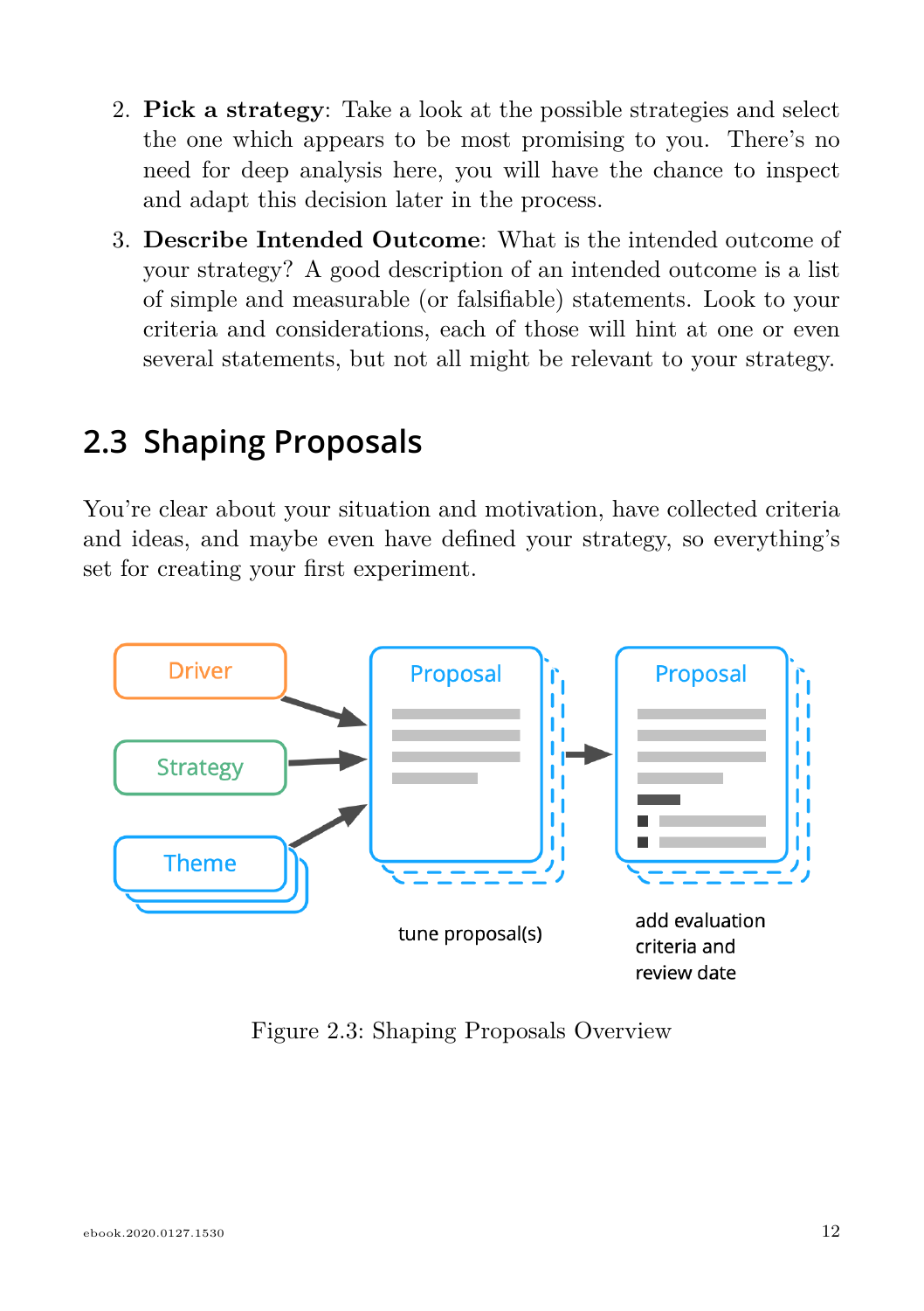2. **Pick a strategy**: Take a look at the possible strategies and select the one which appears to be most promising to you. There's no need for deep analysis here, you will have the chance to inspect and adapt this decision later in the process.
3. **Describe Intended Outcome**: What is the intended outcome of your strategy? A good description of an intended outcome is a list of simple and measurable (or falsifiable) statements. Look to your criteria and considerations, each of those will hint at one or even several statements, but not all might be relevant to your strategy.

## 2.3 Shaping Proposals

You're clear about your situation and motivation, have collected criteria and ideas, and maybe even have defined your strategy, so everything's set for creating your first experiment.

Figure 2.3: Shaping Proposals Overview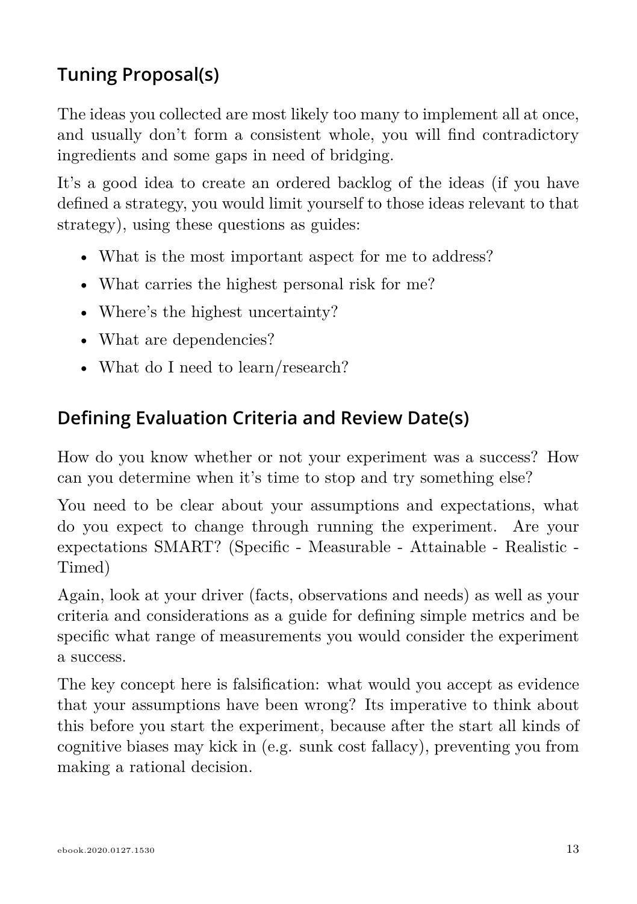## Tuning Proposal(s)

The ideas you collected are most likely too many to implement all at once, and usually don't form a consistent whole, you will find contradictory ingredients and some gaps in need of bridging.

It's a good idea to create an ordered backlog of the ideas (if you have defined a strategy, you would limit yourself to those ideas relevant to that strategy), using these questions as guides:

- What is the most important aspect for me to address?
- What carries the highest personal risk for me?
- Where's the highest uncertainty?
- What are dependencies?
- What do I need to learn/research?

## Defining Evaluation Criteria and Review Date(s)

How do you know whether or not your experiment was a success? How can you determine when it's time to stop and try something else?

You need to be clear about your assumptions and expectations, what do you expect to change through running the experiment. Are your expectations SMART? (Specific - Measurable - Attainable - Realistic - Timed)

Again, look at your driver (facts, observations and needs) as well as your criteria and considerations as a guide for defining simple metrics and be specific what range of measurements you would consider the experiment a success.

The key concept here is falsification: what would you accept as evidence that your assumptions have been wrong? Its imperative to think about this before you start the experiment, because after the start all kinds of cognitive biases may kick in (e.g. sunk cost fallacy), preventing you from making a rational decision.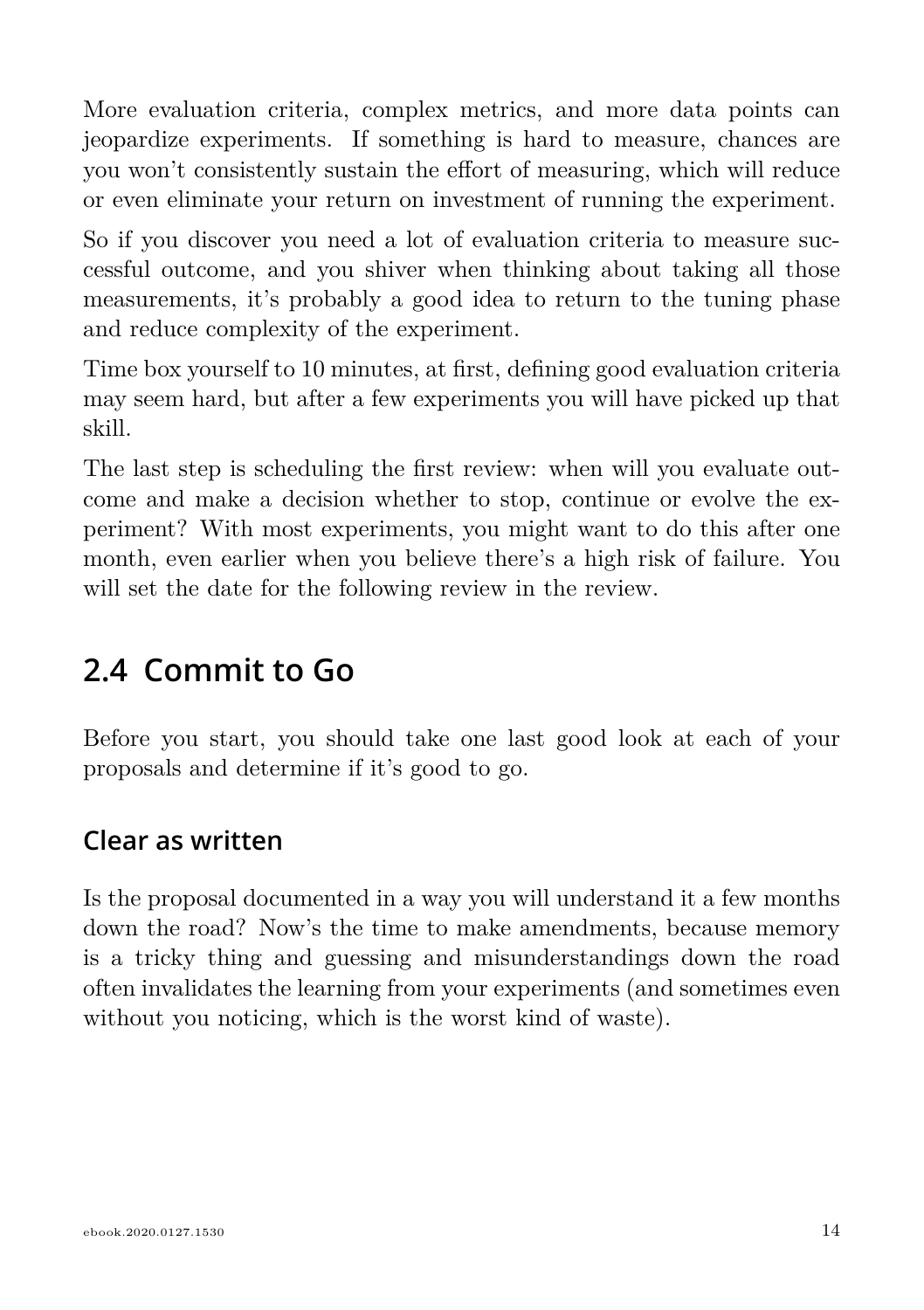More evaluation criteria, complex metrics, and more data points can jeopardize experiments. If something is hard to measure, chances are you won't consistently sustain the effort of measuring, which will reduce or even eliminate your return on investment of running the experiment.

So if you discover you need a lot of evaluation criteria to measure successful outcome, and you shiver when thinking about taking all those measurements, it's probably a good idea to return to the tuning phase and reduce complexity of the experiment.

Time box yourself to 10 minutes, at first, defining good evaluation criteria may seem hard, but after a few experiments you will have picked up that skill.

The last step is scheduling the first review: when will you evaluate outcome and make a decision whether to stop, continue or evolve the experiment? With most experiments, you might want to do this after one month, even earlier when you believe there's a high risk of failure. You will set the date for the following review in the review.

## 2.4 Commit to Go

Before you start, you should take one last good look at each of your proposals and determine if it's good to go.

### Clear as written

Is the proposal documented in a way you will understand it a few months down the road? Now's the time to make amendments, because memory is a tricky thing and guessing and misunderstandings down the road often invalidates the learning from your experiments (and sometimes even without you noticing, which is the worst kind of waste).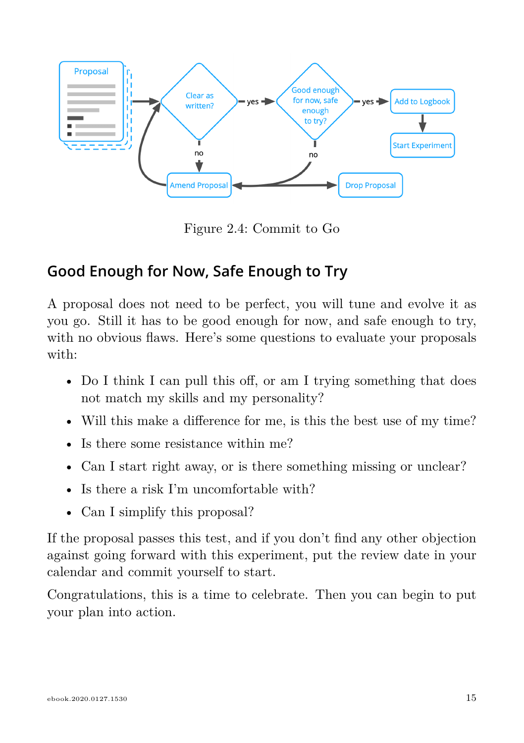Figure 2.4: Commit to Go

## Good Enough for Now, Safe Enough to Try

A proposal does not need to be perfect, you will tune and evolve it as you go. Still it has to be good enough for now, and safe enough to try, with no obvious flaws. Here's some questions to evaluate your proposals with:

- Do I think I can pull this off, or am I trying something that does not match my skills and my personality?
- Will this make a difference for me, is this the best use of my time?
- Is there some resistance within me?
- Can I start right away, or is there something missing or unclear?
- Is there a risk I'm uncomfortable with?
- Can I simplify this proposal?

If the proposal passes this test, and if you don't find any other objection against going forward with this experiment, put the review date in your calendar and commit yourself to start.

Congratulations, this is a time to celebrate. Then you can begin to put your plan into action.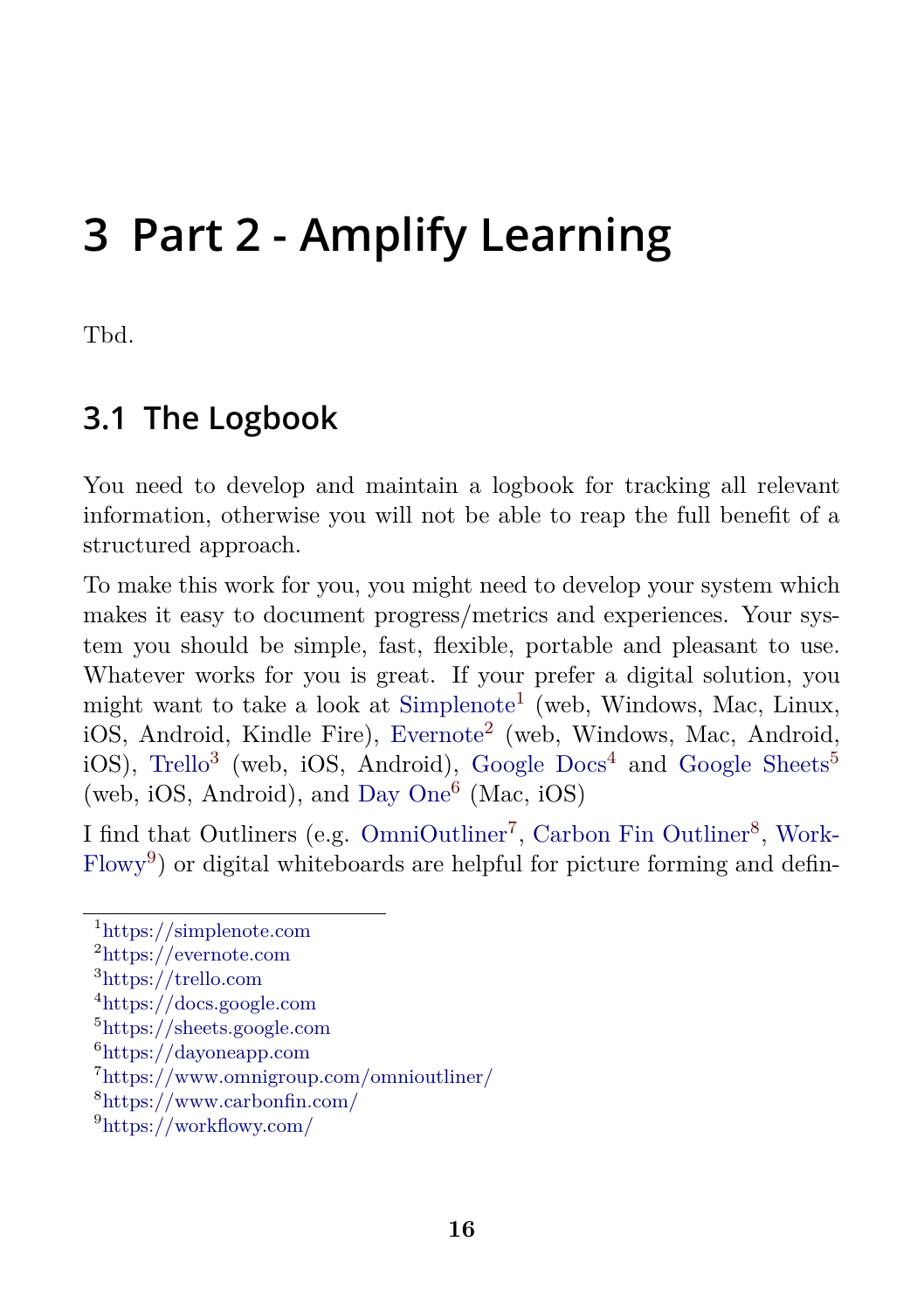# 3 Part 2 - Amplify Learning

Tbd.

## 3.1 The Logbook

You need to develop and maintain a logbook for tracking all relevant information, otherwise you will not be able to reap the full benefit of a structured approach.

To make this work for you, you might need to develop your system which makes it easy to document progress/metrics and experiences. Your system you should be simple, fast, flexible, portable and pleasant to use. Whatever works for you is great. If your prefer a digital solution, you might want to take a look at Simplenote[1] (web, Windows, Mac, Linux, iOS, Android, Kindle Fire), Evernote[2] (web, Windows, Mac, Android, iOS), Trello[3] (web, iOS, Android), Google Docs[4] and Google Sheets[5] (web, iOS, Android), and Day One[6] (Mac, iOS)

I find that Outliners (e.g. OmniOutliner[7], Carbon Fin Outliner[8], WorkFlowy[9]) or digital whiteboards are helpful for picture forming and defin-

[1] https://simplenote.com
[2] https://evernote.com
[3] https://trello.com
[4] https://docs.google.com
[5] https://sheets.google.com
[6] https://dayoneapp.com
[7] https://www.omnigroup.com/omnioutliner/
[8] https://www.carbonfin.com/
[9] https://workflowy.com/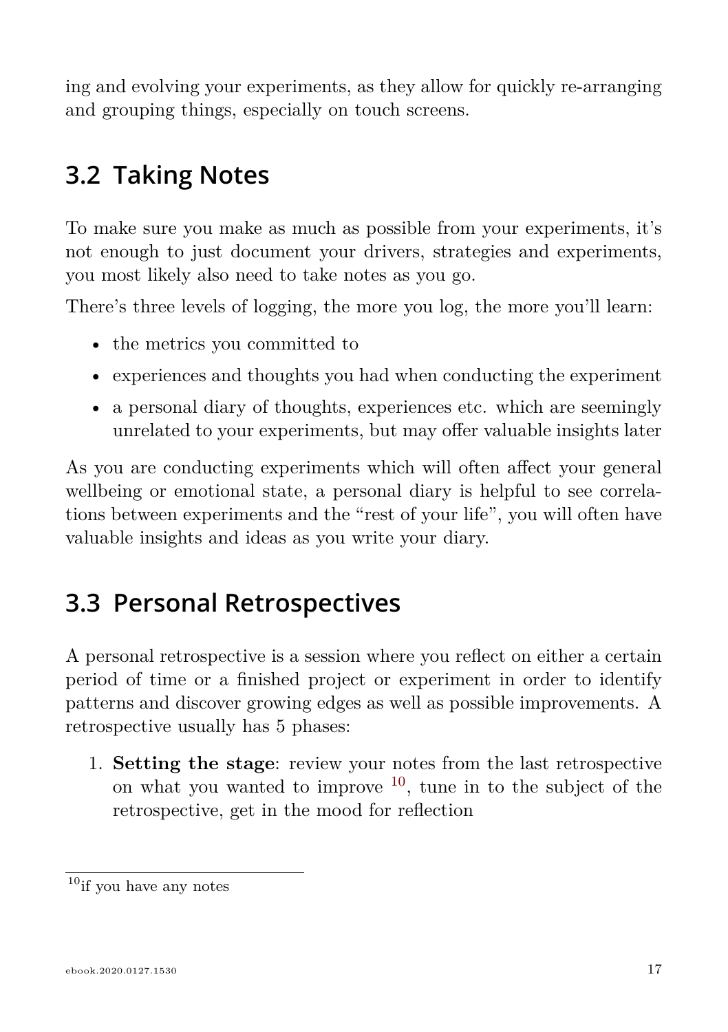ing and evolving your experiments, as they allow for quickly re-arranging and grouping things, especially on touch screens.

## 3.2 Taking Notes

To make sure you make as much as possible from your experiments, it's not enough to just document your drivers, strategies and experiments, you most likely also need to take notes as you go.

There's three levels of logging, the more you log, the more you'll learn:

- the metrics you committed to
- experiences and thoughts you had when conducting the experiment
- a personal diary of thoughts, experiences etc. which are seemingly unrelated to your experiments, but may offer valuable insights later

As you are conducting experiments which will often affect your general wellbeing or emotional state, a personal diary is helpful to see correlations between experiments and the "rest of your life", you will often have valuable insights and ideas as you write your diary.

## 3.3 Personal Retrospectives

A personal retrospective is a session where you reflect on either a certain period of time or a finished project or experiment in order to identify patterns and discover growing edges as well as possible improvements. A retrospective usually has 5 phases:

1. **Setting the stage**: review your notes from the last retrospective on what you wanted to improve [10], tune in to the subject of the retrospective, get in the mood for reflection

[10] if you have any notes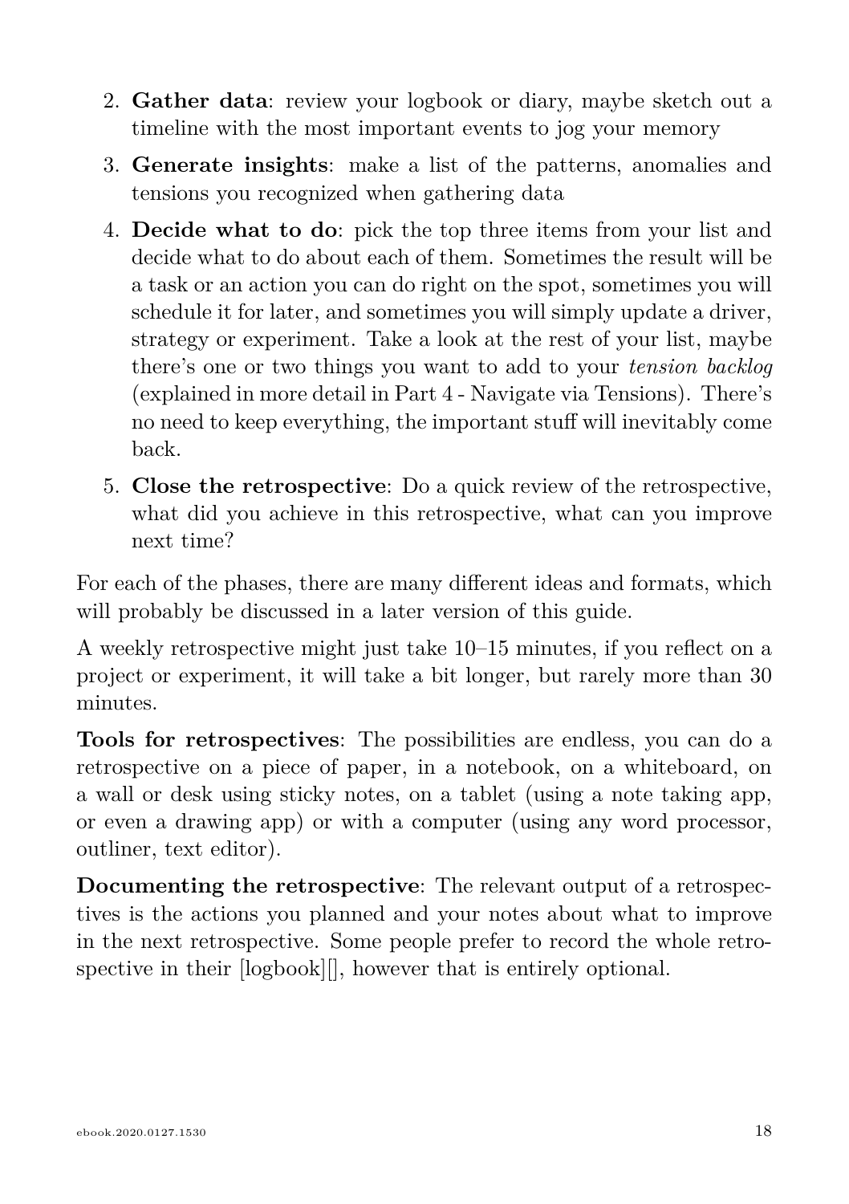2. **Gather data**: review your logbook or diary, maybe sketch out a timeline with the most important events to jog your memory
3. **Generate insights**: make a list of the patterns, anomalies and tensions you recognized when gathering data
4. **Decide what to do**: pick the top three items from your list and decide what to do about each of them. Sometimes the result will be a task or an action you can do right on the spot, sometimes you will schedule it for later, and sometimes you will simply update a driver, strategy or experiment. Take a look at the rest of your list, maybe there's one or two things you want to add to your *tension backlog* (explained in more detail in Part 4 - Navigate via Tensions). There's no need to keep everything, the important stuff will inevitably come back.
5. **Close the retrospective**: Do a quick review of the retrospective, what did you achieve in this retrospective, what can you improve next time?

For each of the phases, there are many different ideas and formats, which will probably be discussed in a later version of this guide.

A weekly retrospective might just take 10–15 minutes, if you reflect on a project or experiment, it will take a bit longer, but rarely more than 30 minutes.

**Tools for retrospectives**: The possibilities are endless, you can do a retrospective on a piece of paper, in a notebook, on a whiteboard, on a wall or desk using sticky notes, on a tablet (using a note taking app, or even a drawing app) or with a computer (using any word processor, outliner, text editor).

**Documenting the retrospective**: The relevant output of a retrospectives is the actions you planned and your notes about what to improve in the next retrospective. Some people prefer to record the whole retrospective in their [logbook][], however that is entirely optional.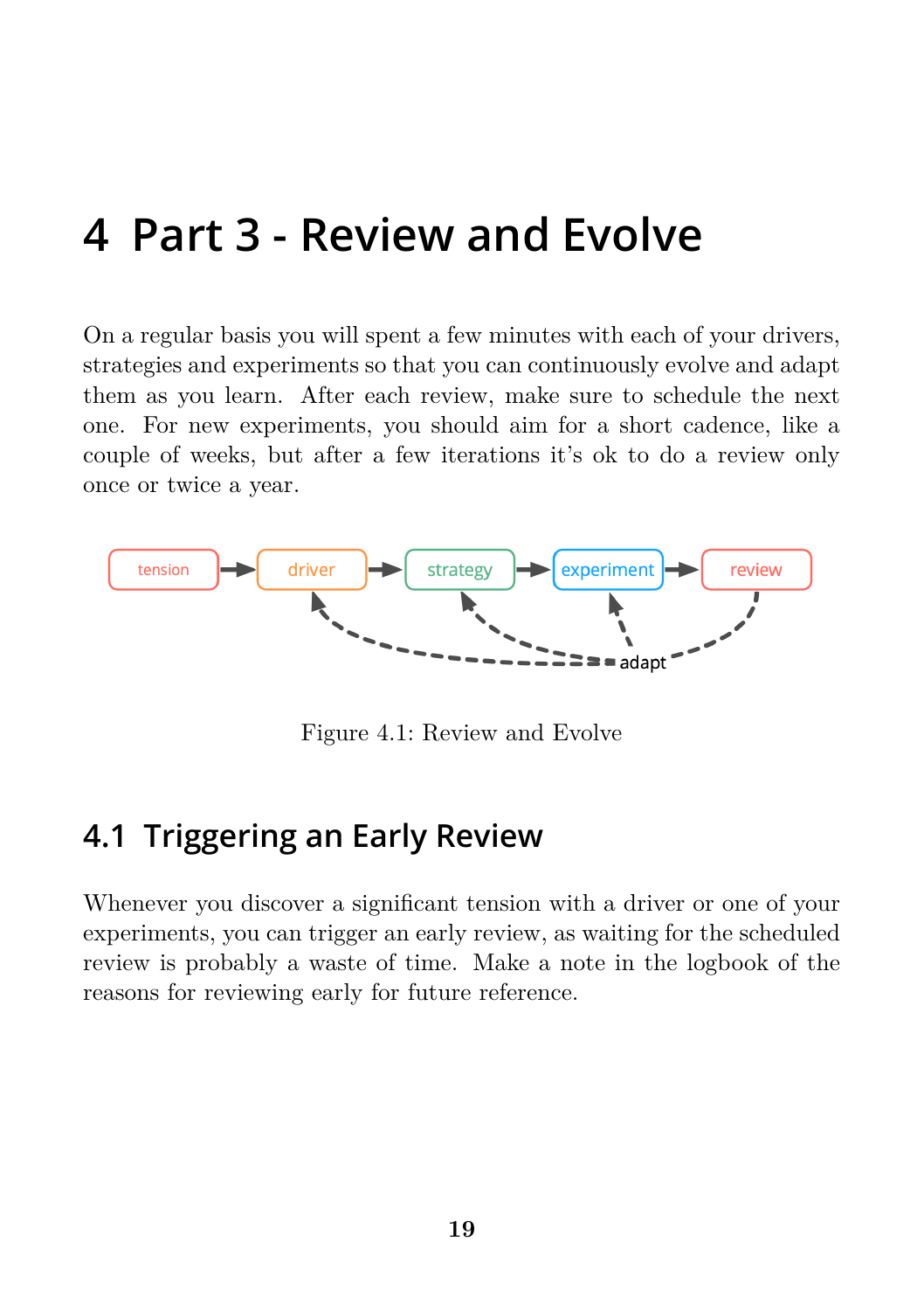# 4 Part 3 - Review and Evolve

On a regular basis you will spent a few minutes with each of your drivers, strategies and experiments so that you can continuously evolve and adapt them as you learn. After each review, make sure to schedule the next one. For new experiments, you should aim for a short cadence, like a couple of weeks, but after a few iterations it's ok to do a review only once or twice a year.

Figure 4.1: Review and Evolve

## 4.1 Triggering an Early Review

Whenever you discover a significant tension with a driver or one of your experiments, you can trigger an early review, as waiting for the scheduled review is probably a waste of time. Make a note in the logbook of the reasons for reviewing early for future reference.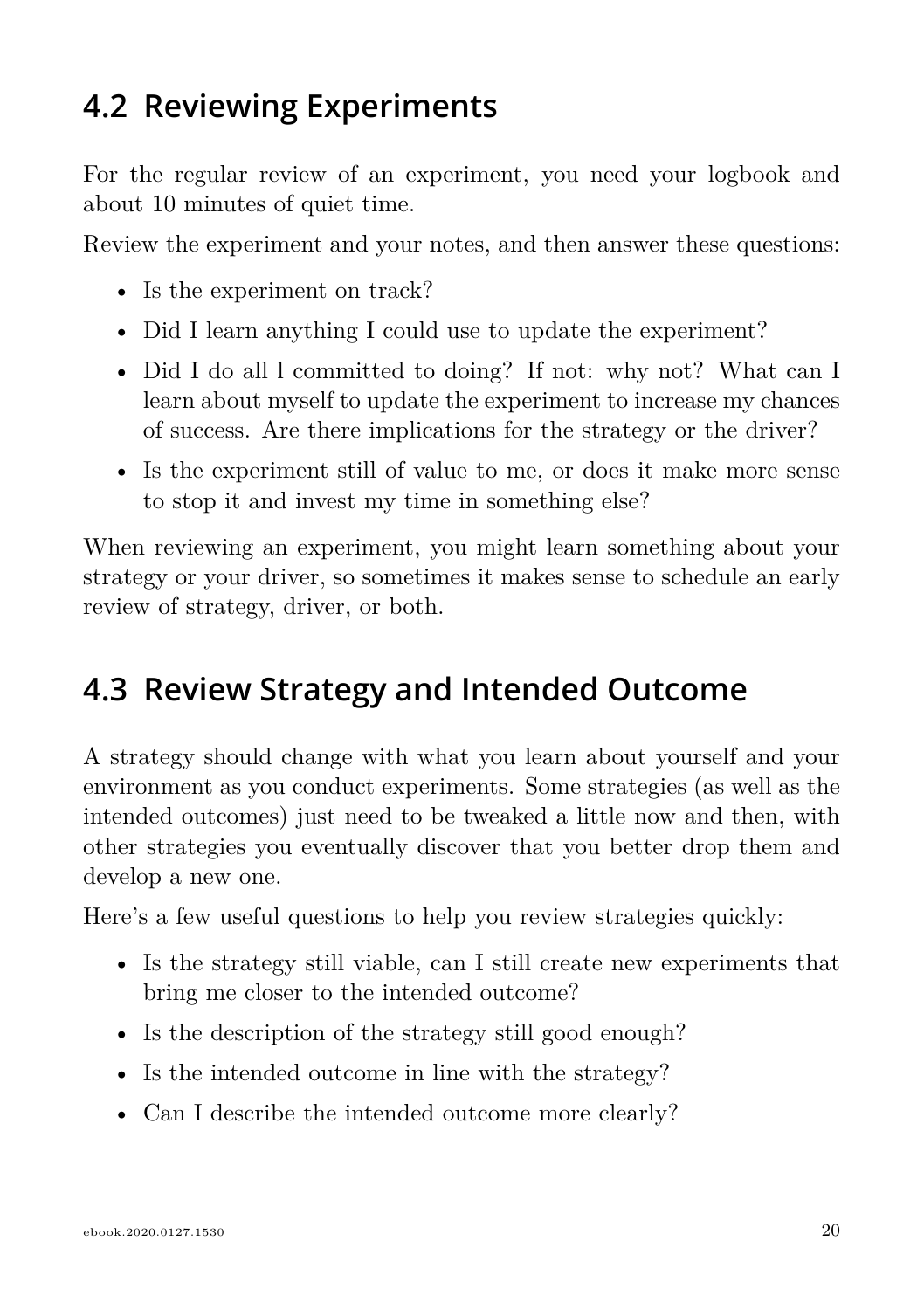## 4.2 Reviewing Experiments

For the regular review of an experiment, you need your logbook and about 10 minutes of quiet time.

Review the experiment and your notes, and then answer these questions:

- Is the experiment on track?
- Did I learn anything I could use to update the experiment?
- Did I do all l committed to doing? If not: why not? What can I learn about myself to update the experiment to increase my chances of success. Are there implications for the strategy or the driver?
- Is the experiment still of value to me, or does it make more sense to stop it and invest my time in something else?

When reviewing an experiment, you might learn something about your strategy or your driver, so sometimes it makes sense to schedule an early review of strategy, driver, or both.

## 4.3 Review Strategy and Intended Outcome

A strategy should change with what you learn about yourself and your environment as you conduct experiments. Some strategies (as well as the intended outcomes) just need to be tweaked a little now and then, with other strategies you eventually discover that you better drop them and develop a new one.

Here's a few useful questions to help you review strategies quickly:

- Is the strategy still viable, can I still create new experiments that bring me closer to the intended outcome?
- Is the description of the strategy still good enough?
- Is the intended outcome in line with the strategy?
- Can I describe the intended outcome more clearly?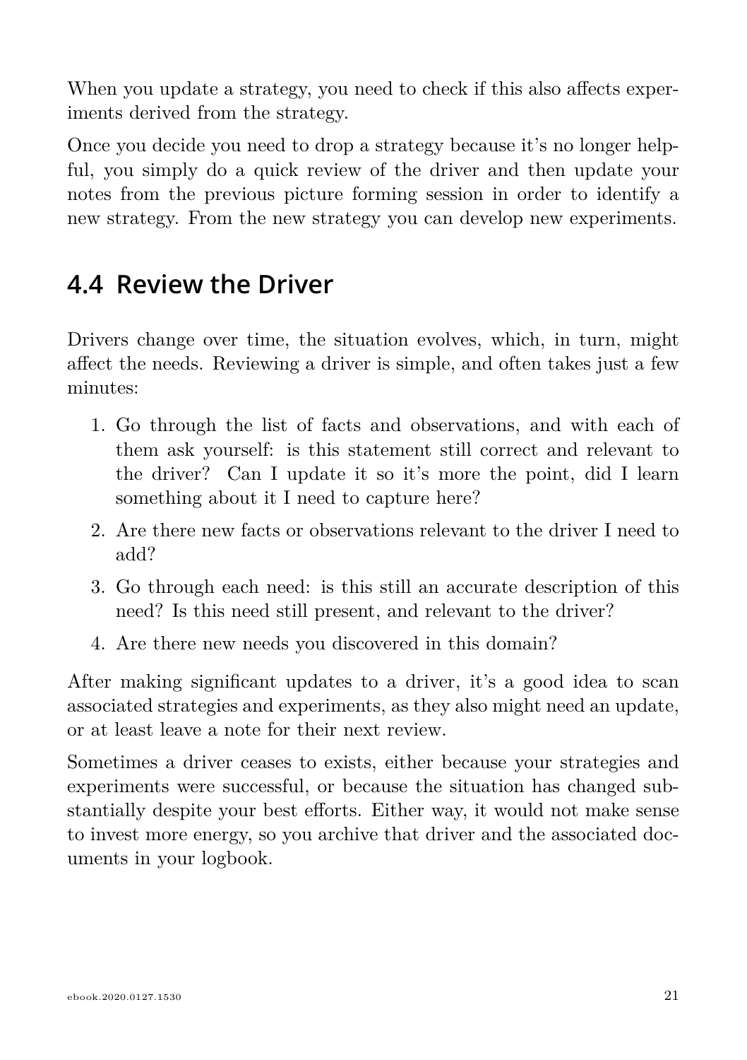When you update a strategy, you need to check if this also affects experiments derived from the strategy.

Once you decide you need to drop a strategy because it's no longer helpful, you simply do a quick review of the driver and then update your notes from the previous picture forming session in order to identify a new strategy. From the new strategy you can develop new experiments.

## 4.4 Review the Driver

Drivers change over time, the situation evolves, which, in turn, might affect the needs. Reviewing a driver is simple, and often takes just a few minutes:

1. Go through the list of facts and observations, and with each of them ask yourself: is this statement still correct and relevant to the driver? Can I update it so it's more the point, did I learn something about it I need to capture here?
2. Are there new facts or observations relevant to the driver I need to add?
3. Go through each need: is this still an accurate description of this need? Is this need still present, and relevant to the driver?
4. Are there new needs you discovered in this domain?

After making significant updates to a driver, it's a good idea to scan associated strategies and experiments, as they also might need an update, or at least leave a note for their next review.

Sometimes a driver ceases to exists, either because your strategies and experiments were successful, or because the situation has changed substantially despite your best efforts. Either way, it would not make sense to invest more energy, so you archive that driver and the associated documents in your logbook.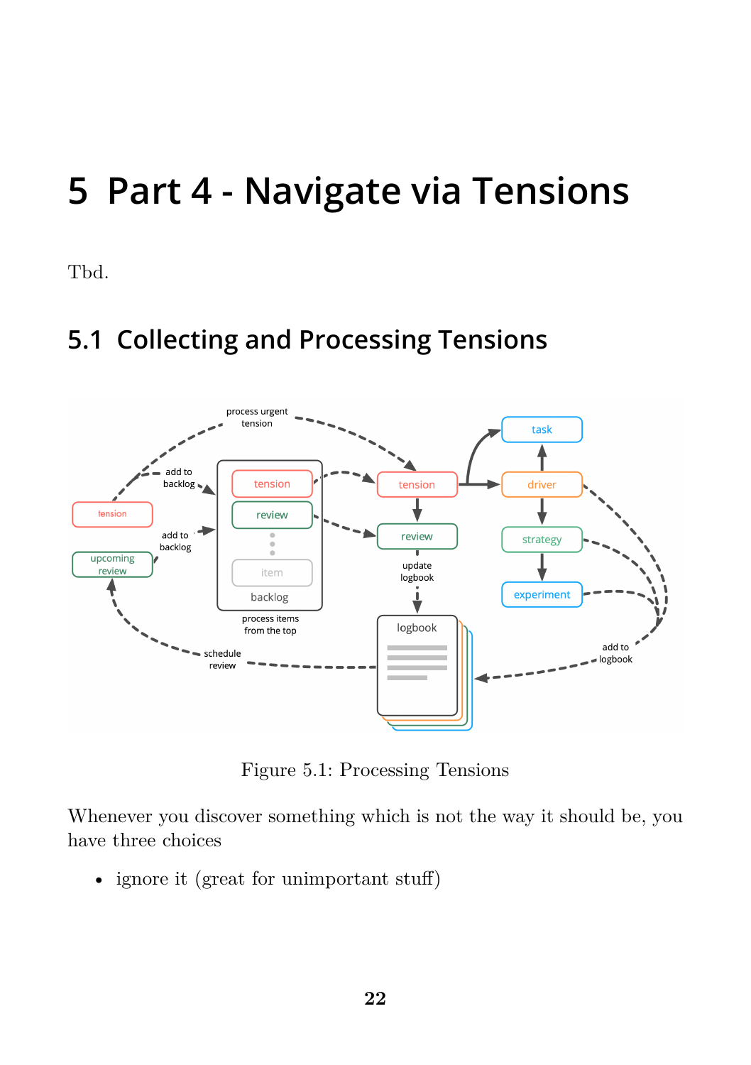# 5 Part 4 - Navigate via Tensions

Tbd.

## 5.1 Collecting and Processing Tensions

Figure 5.1: Processing Tensions

Whenever you discover something which is not the way it should be, you have three choices

- ignore it (great for unimportant stuff)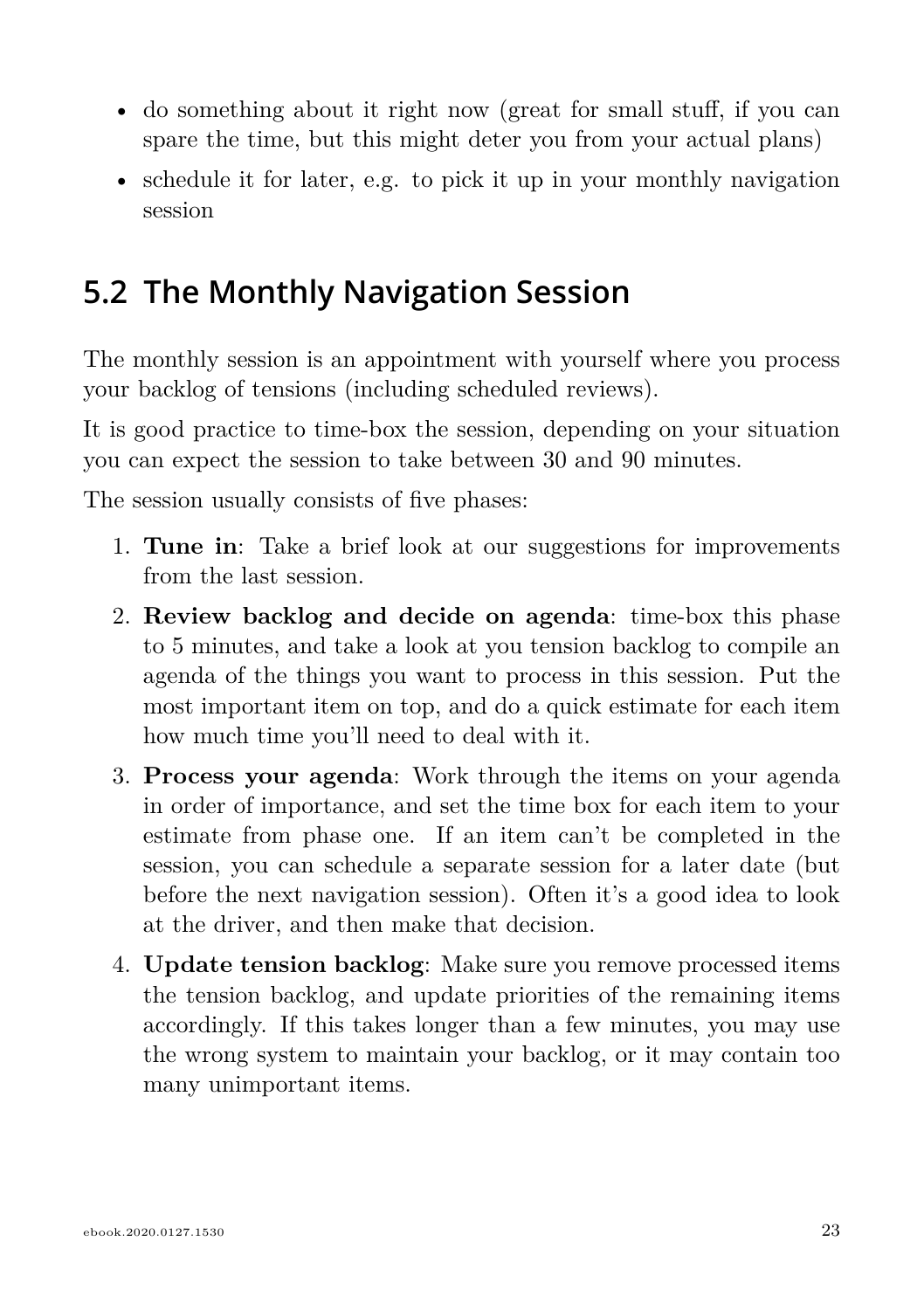- do something about it right now (great for small stuff, if you can spare the time, but this might deter you from your actual plans)
- schedule it for later, e.g. to pick it up in your monthly navigation session

## 5.2 The Monthly Navigation Session

The monthly session is an appointment with yourself where you process your backlog of tensions (including scheduled reviews).

It is good practice to time-box the session, depending on your situation you can expect the session to take between 30 and 90 minutes.

The session usually consists of five phases:

1. **Tune in**: Take a brief look at our suggestions for improvements from the last session.
2. **Review backlog and decide on agenda**: time-box this phase to 5 minutes, and take a look at you tension backlog to compile an agenda of the things you want to process in this session. Put the most important item on top, and do a quick estimate for each item how much time you'll need to deal with it.
3. **Process your agenda**: Work through the items on your agenda in order of importance, and set the time box for each item to your estimate from phase one. If an item can't be completed in the session, you can schedule a separate session for a later date (but before the next navigation session). Often it's a good idea to look at the driver, and then make that decision.
4. **Update tension backlog**: Make sure you remove processed items the tension backlog, and update priorities of the remaining items accordingly. If this takes longer than a few minutes, you may use the wrong system to maintain your backlog, or it may contain too many unimportant items.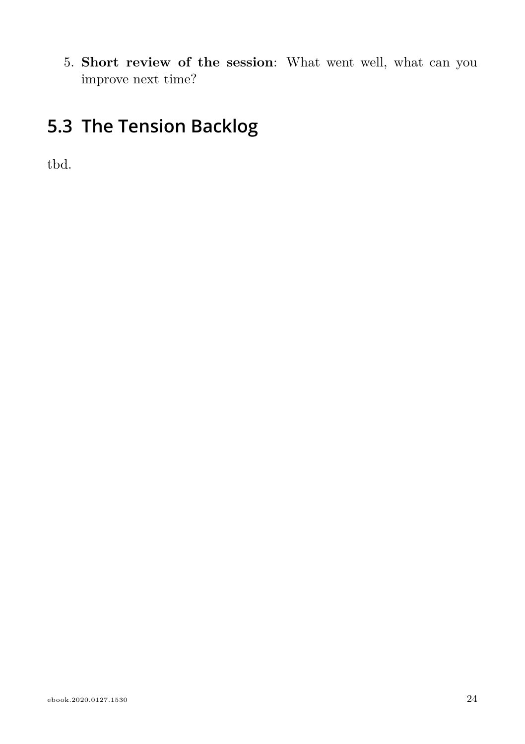5. **Short review of the session**: What went well, what can you improve next time?

## 5.3 The Tension Backlog

tbd.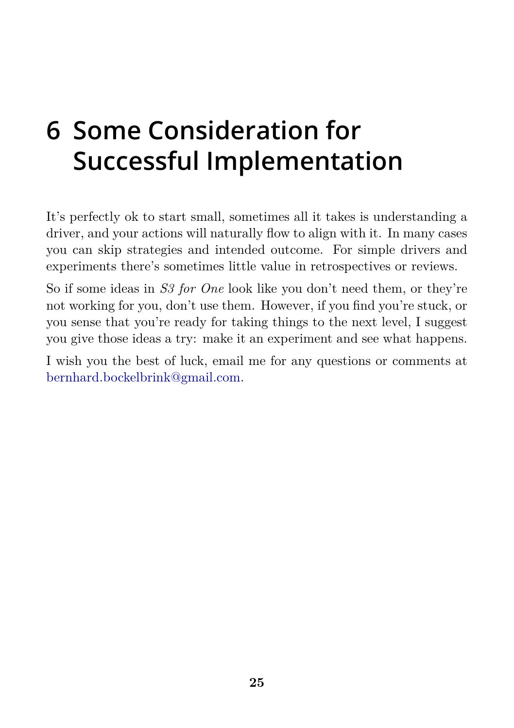# 6 Some Consideration for Successful Implementation

It's perfectly ok to start small, sometimes all it takes is understanding a driver, and your actions will naturally flow to align with it. In many cases you can skip strategies and intended outcome. For simple drivers and experiments there's sometimes little value in retrospectives or reviews.

So if some ideas in *S3 for One* look like you don't need them, or they're not working for you, don't use them. However, if you find you're stuck, or you sense that you're ready for taking things to the next level, I suggest you give those ideas a try: make it an experiment and see what happens.

I wish you the best of luck, email me for any questions or comments at bernhard.bockelbrink@gmail.com.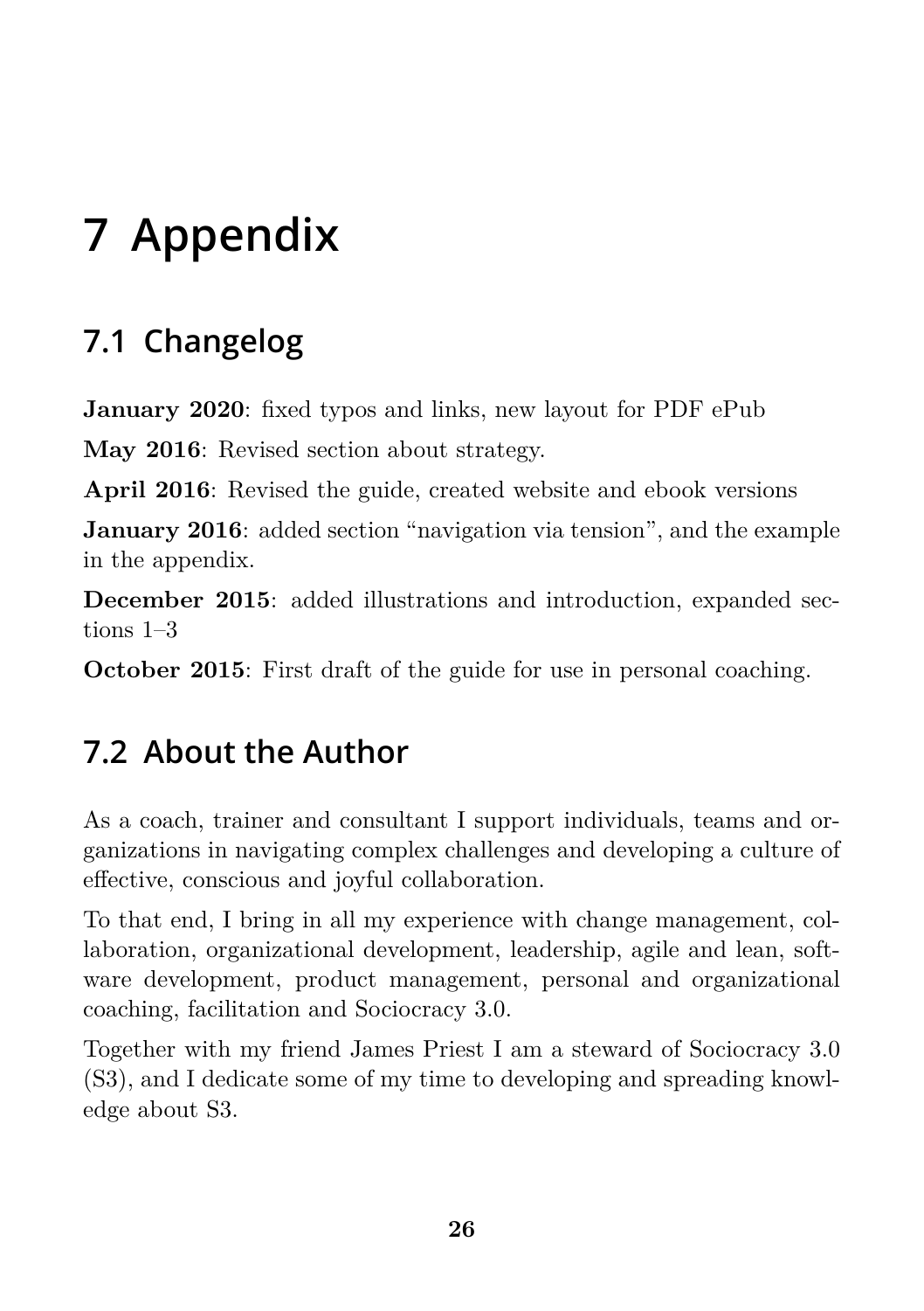# 7 Appendix

## 7.1 Changelog

**January 2020**: fixed typos and links, new layout for PDF ePub

**May 2016**: Revised section about strategy.

**April 2016**: Revised the guide, created website and ebook versions

**January 2016**: added section "navigation via tension", and the example in the appendix.

**December 2015**: added illustrations and introduction, expanded sections 1–3

**October 2015**: First draft of the guide for use in personal coaching.

## 7.2 About the Author

As a coach, trainer and consultant I support individuals, teams and organizations in navigating complex challenges and developing a culture of effective, conscious and joyful collaboration.

To that end, I bring in all my experience with change management, collaboration, organizational development, leadership, agile and lean, software development, product management, personal and organizational coaching, facilitation and Sociocracy 3.0.

Together with my friend James Priest I am a steward of Sociocracy 3.0 (S3), and I dedicate some of my time to developing and spreading knowledge about S3.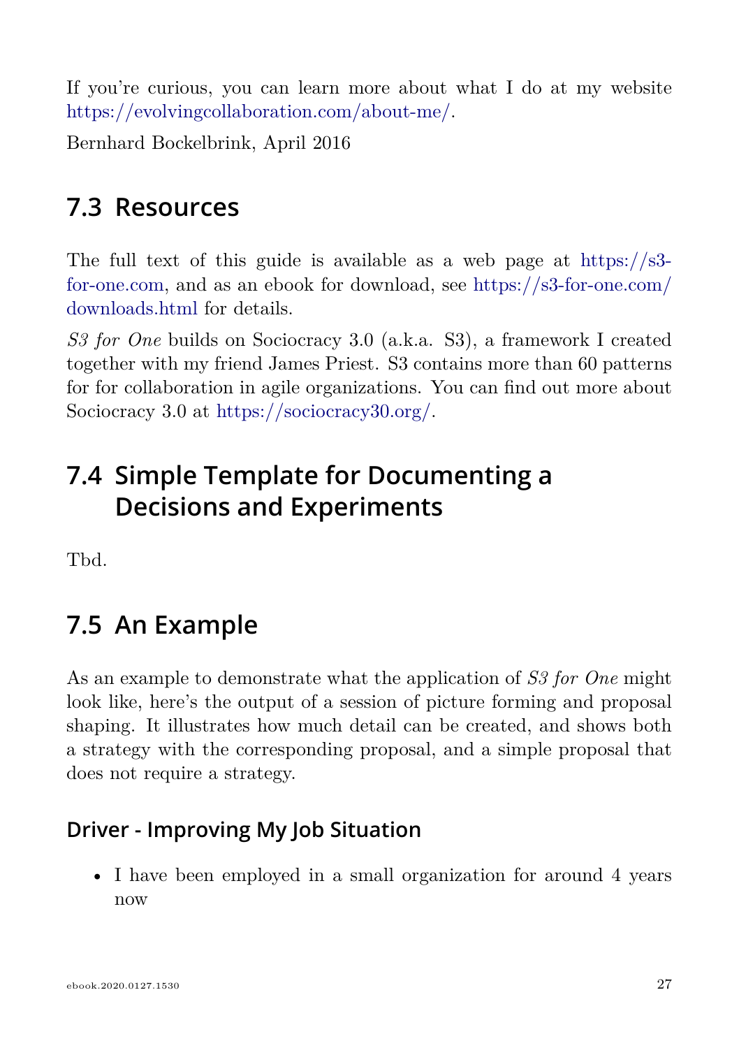If you're curious, you can learn more about what I do at my website https://evolvingcollaboration.com/about-me/.

Bernhard Bockelbrink, April 2016

## 7.3 Resources

The full text of this guide is available as a web page at https://s3-for-one.com, and as an ebook for download, see https://s3-for-one.com/downloads.html for details.

*S3 for One* builds on Sociocracy 3.0 (a.k.a. S3), a framework I created together with my friend James Priest. S3 contains more than 60 patterns for for collaboration in agile organizations. You can find out more about Sociocracy 3.0 at https://sociocracy30.org/.

## 7.4 Simple Template for Documenting a Decisions and Experiments

Tbd.

## 7.5 An Example

As an example to demonstrate what the application of *S3 for One* might look like, here's the output of a session of picture forming and proposal shaping. It illustrates how much detail can be created, and shows both a strategy with the corresponding proposal, and a simple proposal that does not require a strategy.

### Driver - Improving My Job Situation

- I have been employed in a small organization for around 4 years now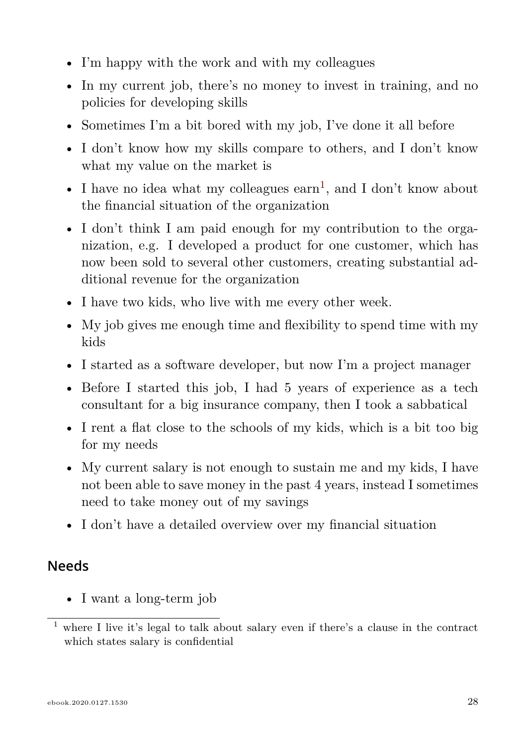- I'm happy with the work and with my colleagues
- In my current job, there's no money to invest in training, and no policies for developing skills
- Sometimes I'm a bit bored with my job, I've done it all before
- I don't know how my skills compare to others, and I don't know what my value on the market is
- I have no idea what my colleagues earn[1], and I don't know about the financial situation of the organization
- I don't think I am paid enough for my contribution to the organization, e.g. I developed a product for one customer, which has now been sold to several other customers, creating substantial additional revenue for the organization
- I have two kids, who live with me every other week.
- My job gives me enough time and flexibility to spend time with my kids
- I started as a software developer, but now I'm a project manager
- Before I started this job, I had 5 years of experience as a tech consultant for a big insurance company, then I took a sabbatical
- I rent a flat close to the schools of my kids, which is a bit too big for my needs
- My current salary is not enough to sustain me and my kids, I have not been able to save money in the past 4 years, instead I sometimes need to take money out of my savings
- I don't have a detailed overview over my financial situation

## Needs

- I want a long-term job

[1] where I live it's legal to talk about salary even if there's a clause in the contract which states salary is confidential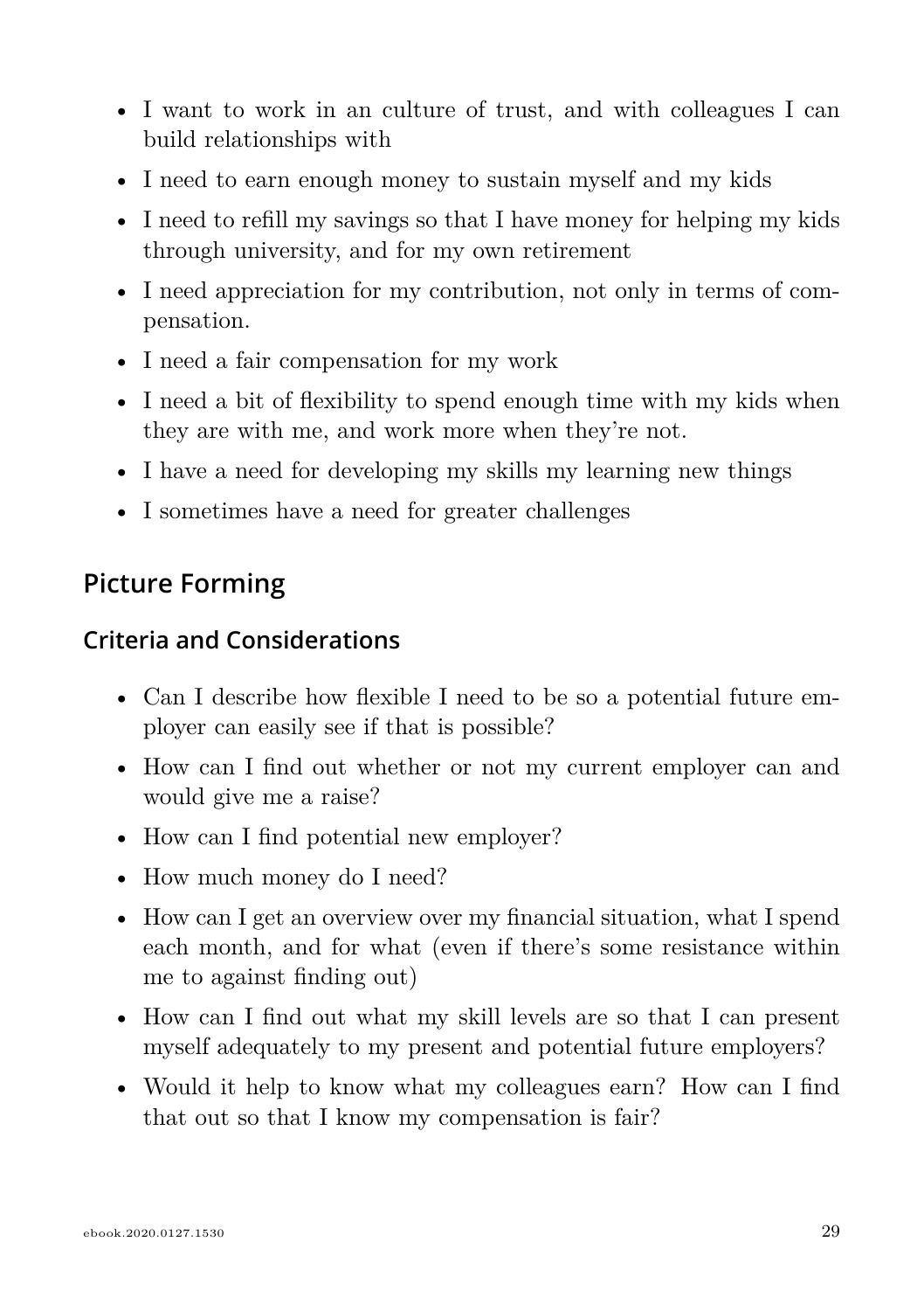- I want to work in an culture of trust, and with colleagues I can build relationships with
- I need to earn enough money to sustain myself and my kids
- I need to refill my savings so that I have money for helping my kids through university, and for my own retirement
- I need appreciation for my contribution, not only in terms of compensation.
- I need a fair compensation for my work
- I need a bit of flexibility to spend enough time with my kids when they are with me, and work more when they're not.
- I have a need for developing my skills my learning new things
- I sometimes have a need for greater challenges

## Picture Forming

### Criteria and Considerations

- Can I describe how flexible I need to be so a potential future employer can easily see if that is possible?
- How can I find out whether or not my current employer can and would give me a raise?
- How can I find potential new employer?
- How much money do I need?
- How can I get an overview over my financial situation, what I spend each month, and for what (even if there's some resistance within me to against finding out)
- How can I find out what my skill levels are so that I can present myself adequately to my present and potential future employers?
- Would it help to know what my colleagues earn? How can I find that out so that I know my compensation is fair?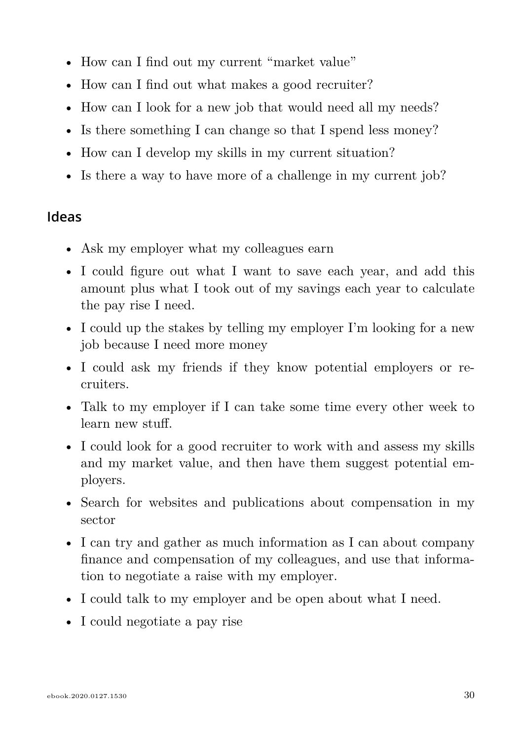- How can I find out my current “market value”
- How can I find out what makes a good recruiter?
- How can I look for a new job that would need all my needs?
- Is there something I can change so that I spend less money?
- How can I develop my skills in my current situation?
- Is there a way to have more of a challenge in my current job?

## Ideas

- Ask my employer what my colleagues earn
- I could figure out what I want to save each year, and add this amount plus what I took out of my savings each year to calculate the pay rise I need.
- I could up the stakes by telling my employer I’m looking for a new job because I need more money
- I could ask my friends if they know potential employers or recruiters.
- Talk to my employer if I can take some time every other week to learn new stuff.
- I could look for a good recruiter to work with and assess my skills and my market value, and then have them suggest potential employers.
- Search for websites and publications about compensation in my sector
- I can try and gather as much information as I can about company finance and compensation of my colleagues, and use that information to negotiate a raise with my employer.
- I could talk to my employer and be open about what I need.
- I could negotiate a pay rise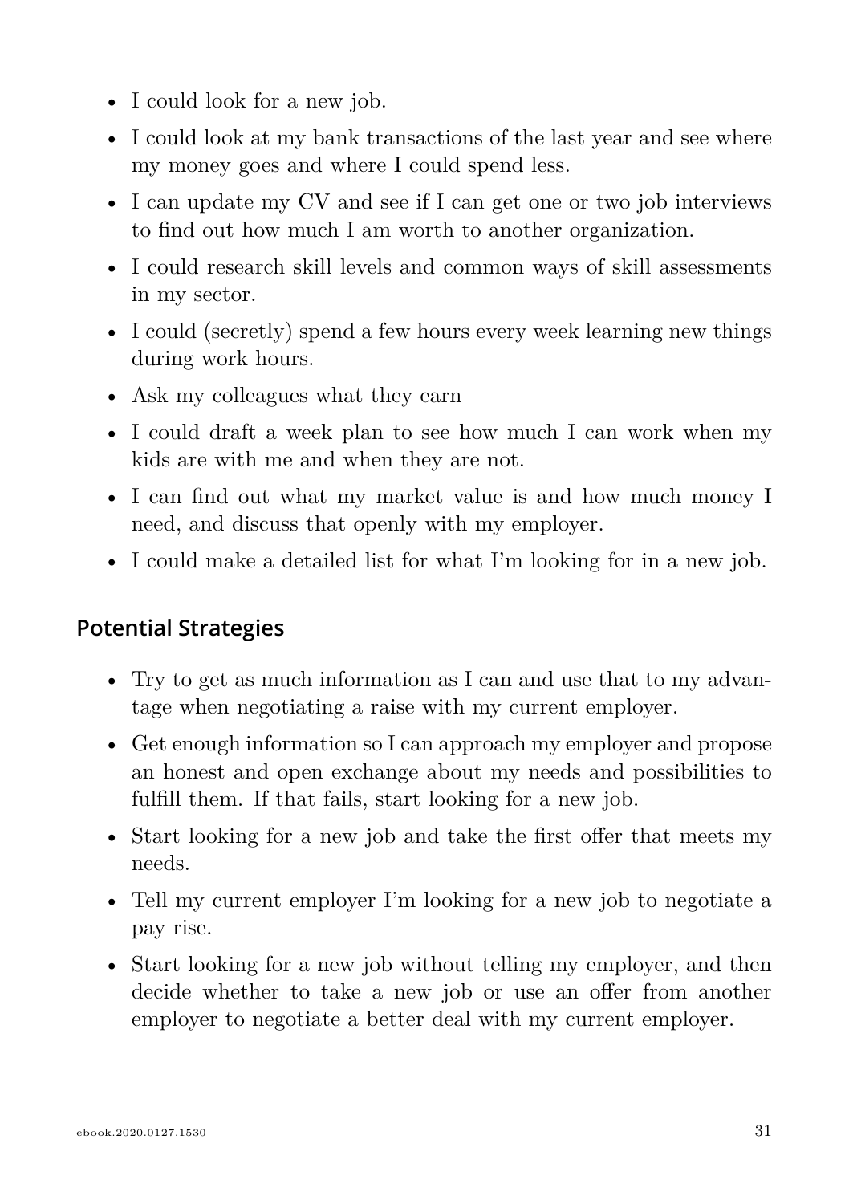- I could look for a new job.
- I could look at my bank transactions of the last year and see where my money goes and where I could spend less.
- I can update my CV and see if I can get one or two job interviews to find out how much I am worth to another organization.
- I could research skill levels and common ways of skill assessments in my sector.
- I could (secretly) spend a few hours every week learning new things during work hours.
- Ask my colleagues what they earn
- I could draft a week plan to see how much I can work when my kids are with me and when they are not.
- I can find out what my market value is and how much money I need, and discuss that openly with my employer.
- I could make a detailed list for what I'm looking for in a new job.

### Potential Strategies

- Try to get as much information as I can and use that to my advantage when negotiating a raise with my current employer.
- Get enough information so I can approach my employer and propose an honest and open exchange about my needs and possibilities to fulfill them. If that fails, start looking for a new job.
- Start looking for a new job and take the first offer that meets my needs.
- Tell my current employer I'm looking for a new job to negotiate a pay rise.
- Start looking for a new job without telling my employer, and then decide whether to take a new job or use an offer from another employer to negotiate a better deal with my current employer.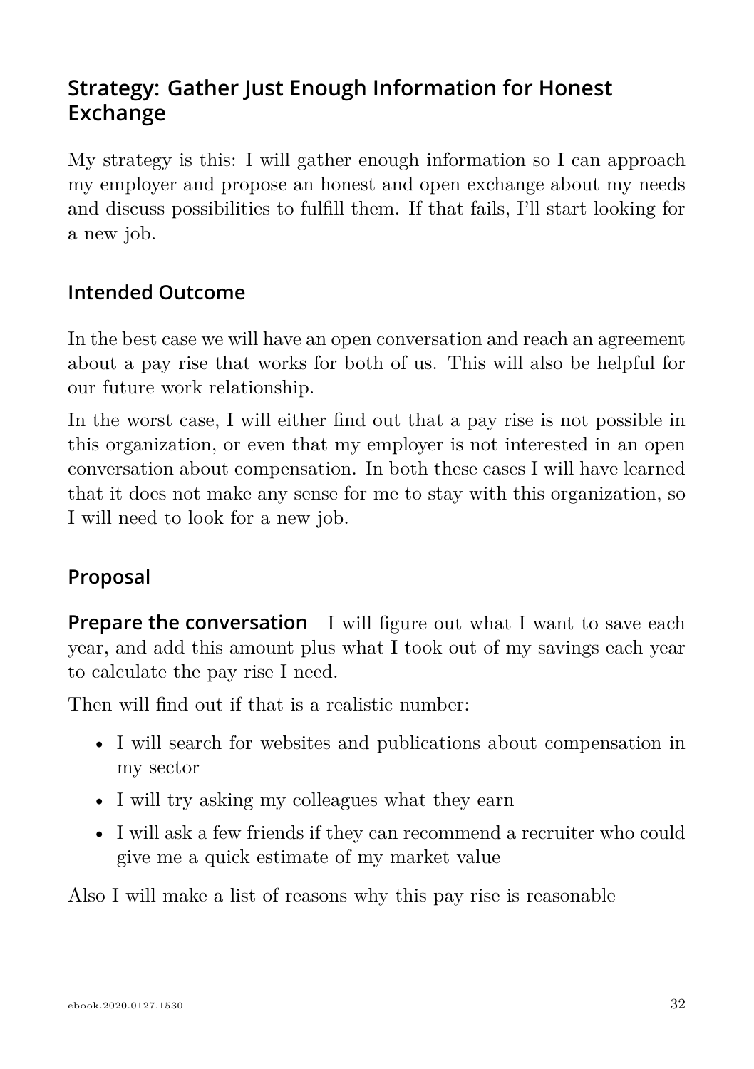## Strategy: Gather Just Enough Information for Honest Exchange

My strategy is this: I will gather enough information so I can approach my employer and propose an honest and open exchange about my needs and discuss possibilities to fulfill them. If that fails, I'll start looking for a new job.

### Intended Outcome

In the best case we will have an open conversation and reach an agreement about a pay rise that works for both of us. This will also be helpful for our future work relationship.

In the worst case, I will either find out that a pay rise is not possible in this organization, or even that my employer is not interested in an open conversation about compensation. In both these cases I will have learned that it does not make any sense for me to stay with this organization, so I will need to look for a new job.

### Proposal

**Prepare the conversation** I will figure out what I want to save each year, and add this amount plus what I took out of my savings each year to calculate the pay rise I need.

Then will find out if that is a realistic number:

- I will search for websites and publications about compensation in my sector
- I will try asking my colleagues what they earn
- I will ask a few friends if they can recommend a recruiter who could give me a quick estimate of my market value

Also I will make a list of reasons why this pay rise is reasonable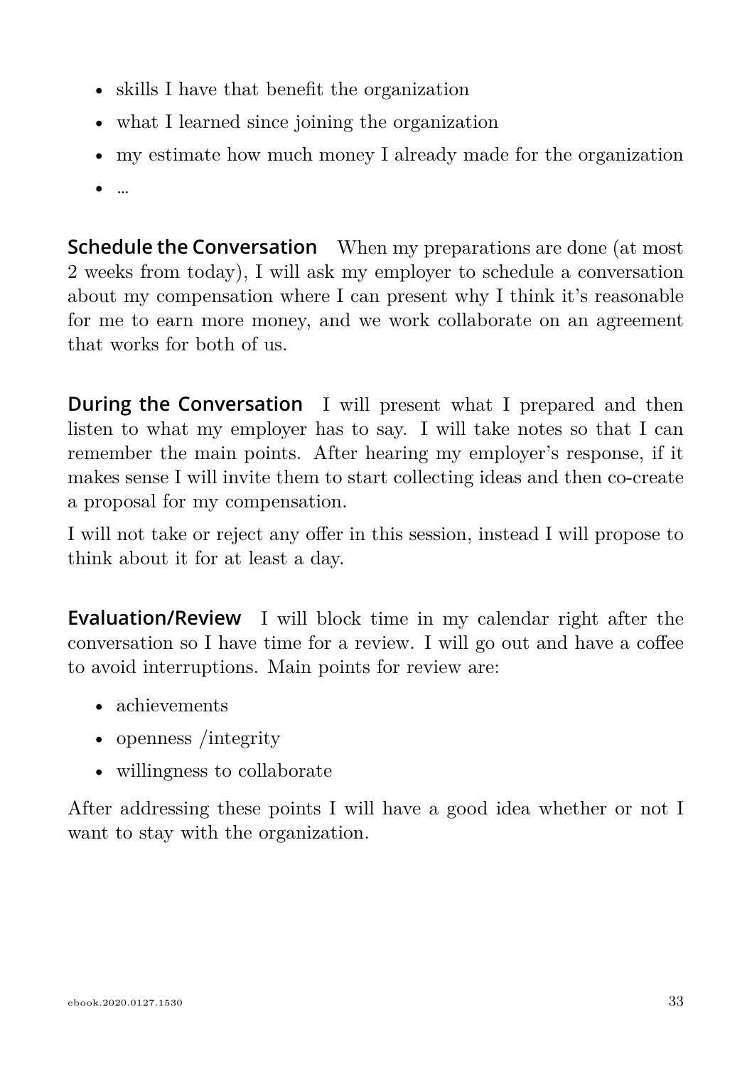- skills I have that benefit the organization
- what I learned since joining the organization
- my estimate how much money I already made for the organization
- ...

**Schedule the Conversation** When my preparations are done (at most 2 weeks from today), I will ask my employer to schedule a conversation about my compensation where I can present why I think it's reasonable for me to earn more money, and we work collaborate on an agreement that works for both of us.

**During the Conversation** I will present what I prepared and then listen to what my employer has to say. I will take notes so that I can remember the main points. After hearing my employer's response, if it makes sense I will invite them to start collecting ideas and then co-create a proposal for my compensation.

I will not take or reject any offer in this session, instead I will propose to think about it for at least a day.

**Evaluation/Review** I will block time in my calendar right after the conversation so I have time for a review. I will go out and have a coffee to avoid interruptions. Main points for review are:

- achievements
- openness /integrity
- willingness to collaborate

After addressing these points I will have a good idea whether or not I want to stay with the organization.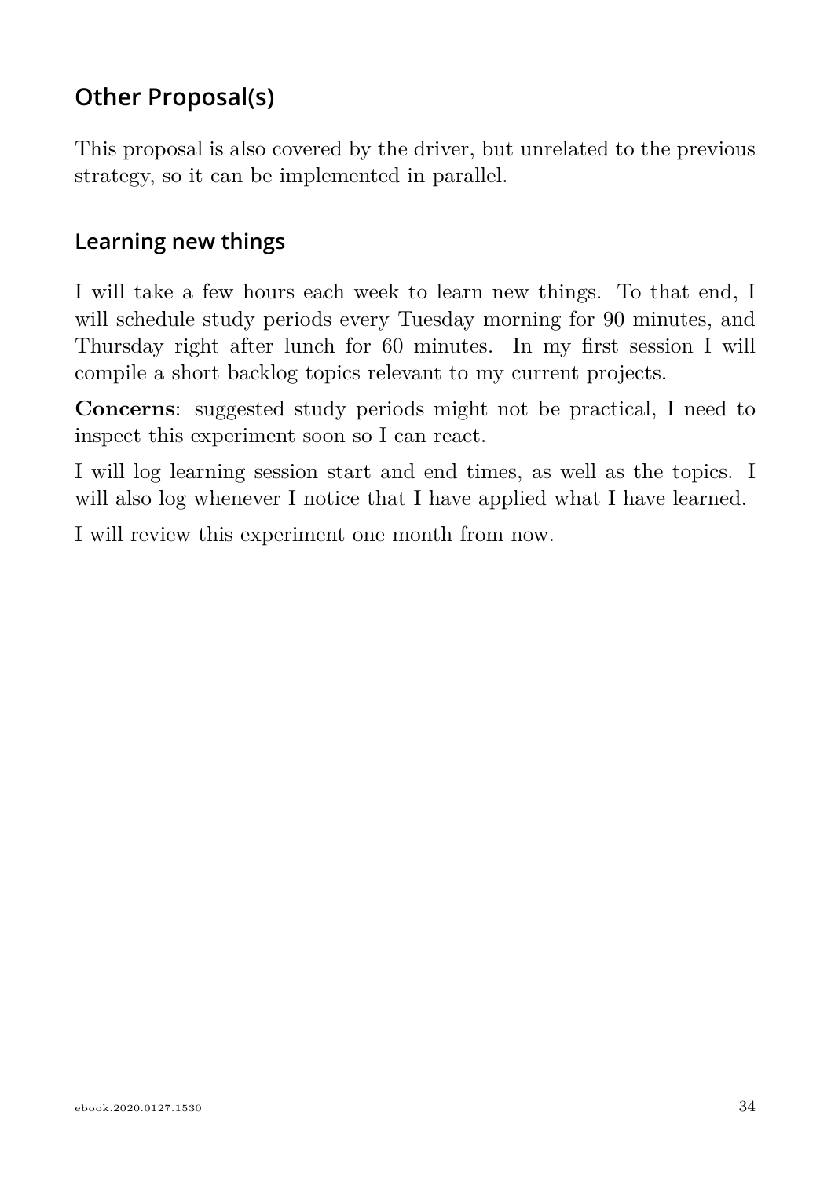## Other Proposal(s)

This proposal is also covered by the driver, but unrelated to the previous strategy, so it can be implemented in parallel.

### Learning new things

I will take a few hours each week to learn new things. To that end, I will schedule study periods every Tuesday morning for 90 minutes, and Thursday right after lunch for 60 minutes. In my first session I will compile a short backlog topics relevant to my current projects.

**Concerns**: suggested study periods might not be practical, I need to inspect this experiment soon so I can react.

I will log learning session start and end times, as well as the topics. I will also log whenever I notice that I have applied what I have learned.

I will review this experiment one month from now.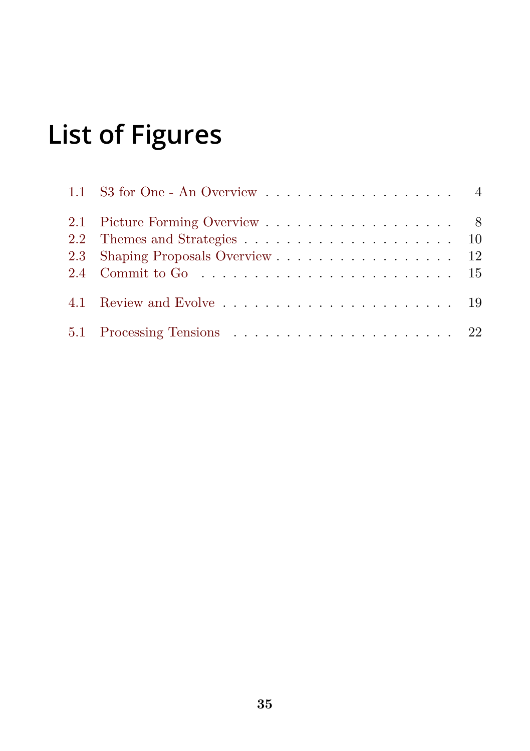# List of Figures

1.1 S3 for One - An Overview . . . . . . . . . . . . . . . . . . . . 4

2.1 Picture Forming Overview . . . . . . . . . . . . . . . . . . . . 8
2.2 Themes and Strategies . . . . . . . . . . . . . . . . . . . . . 10
2.3 Shaping Proposals Overview . . . . . . . . . . . . . . . . . . . 12
2.4 Commit to Go . . . . . . . . . . . . . . . . . . . . . . . . . 15

4.1 Review and Evolve . . . . . . . . . . . . . . . . . . . . . . . 19

5.1 Processing Tensions . . . . . . . . . . . . . . . . . . . . . . 22